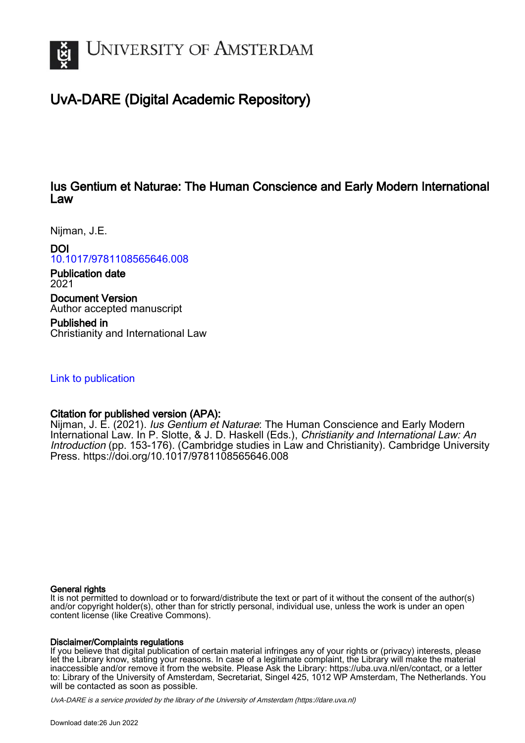# University of Amsterdam

## UvA-DARE (Digital Academic Repository)

### Ius Gentium et Naturae: The Human Conscience and Early Modern International Law

Nijman, J.E.

**DOI**
10.1017/9781108565646.008

**Publication date**
2021

**Document Version**
Author accepted manuscript

**Published in**
Christianity and International Law

Link to publication

**Citation for published version (APA):**
Nijman, J. E. (2021). *Ius Gentium et Naturae*: The Human Conscience and Early Modern International Law. In P. Slotte, & J. D. Haskell (Eds.), *Christianity and International Law: An Introduction* (pp. 153-176). (Cambridge studies in Law and Christianity). Cambridge University Press. https://doi.org/10.1017/9781108565646.008

**General rights**
It is not permitted to download or to forward/distribute the text or part of it without the consent of the author(s) and/or copyright holder(s), other than for strictly personal, individual use, unless the work is under an open content license (like Creative Commons).

**Disclaimer/Complaints regulations**
If you believe that digital publication of certain material infringes any of your rights or (privacy) interests, please let the Library know, stating your reasons. In case of a legitimate complaint, the Library will make the material inaccessible and/or remove it from the website. Please Ask the Library: https://uba.uva.nl/en/contact, or a letter to: Library of the University of Amsterdam, Secretariat, Singel 425, 1012 WP Amsterdam, The Netherlands. You will be contacted as soon as possible.

*UvA-DARE is a service provided by the library of the University of Amsterdam (https://dare.uva.nl)*

Download date:26 Jun 2022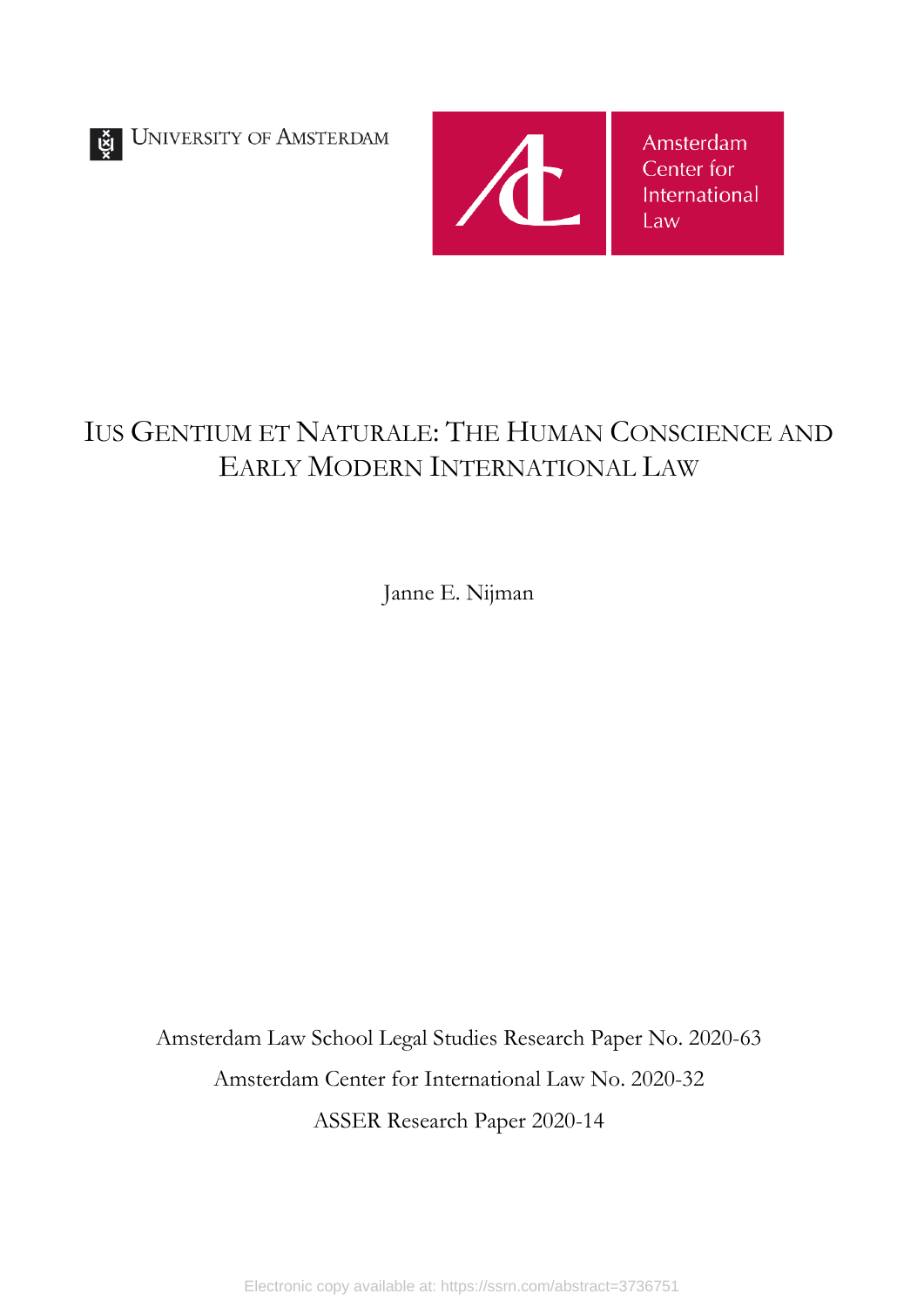UNIVERSITY OF AMSTERDAM

Amsterdam Center for International Law

# IUS GENTIUM ET NATURALE: THE HUMAN CONSCIENCE AND EARLY MODERN INTERNATIONAL LAW

Janne E. Nijman

Amsterdam Law School Legal Studies Research Paper No. 2020-63

Amsterdam Center for International Law No. 2020-32

ASSER Research Paper 2020-14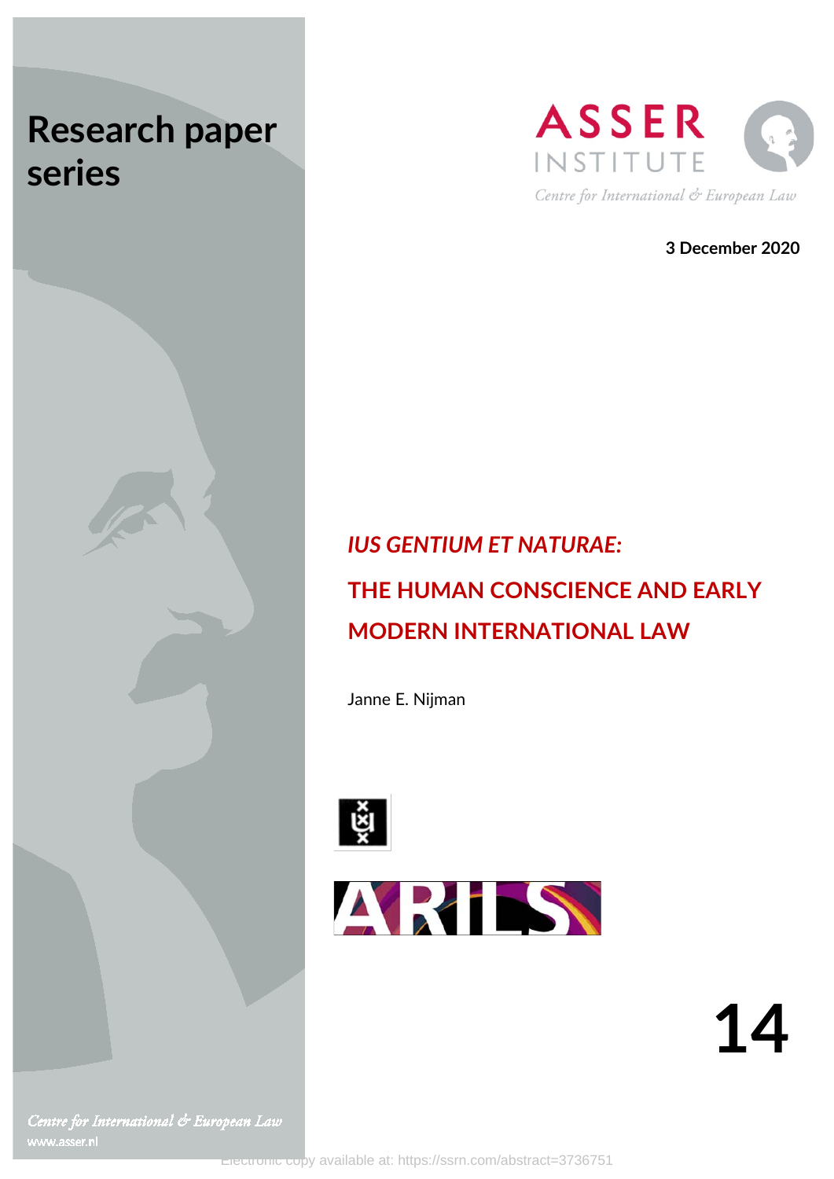# Research paper series

ASSER INSTITUTE

Centre for International & European Law

**3 December 2020**

## *IUS GENTIUM ET NATURAE:*

## THE HUMAN CONSCIENCE AND EARLY MODERN INTERNATIONAL LAW

Janne E. Nijman

# 14

*Centre for International & European Law*

www.asser.nl

Electronic copy available at: https://ssrn.com/abstract=3736751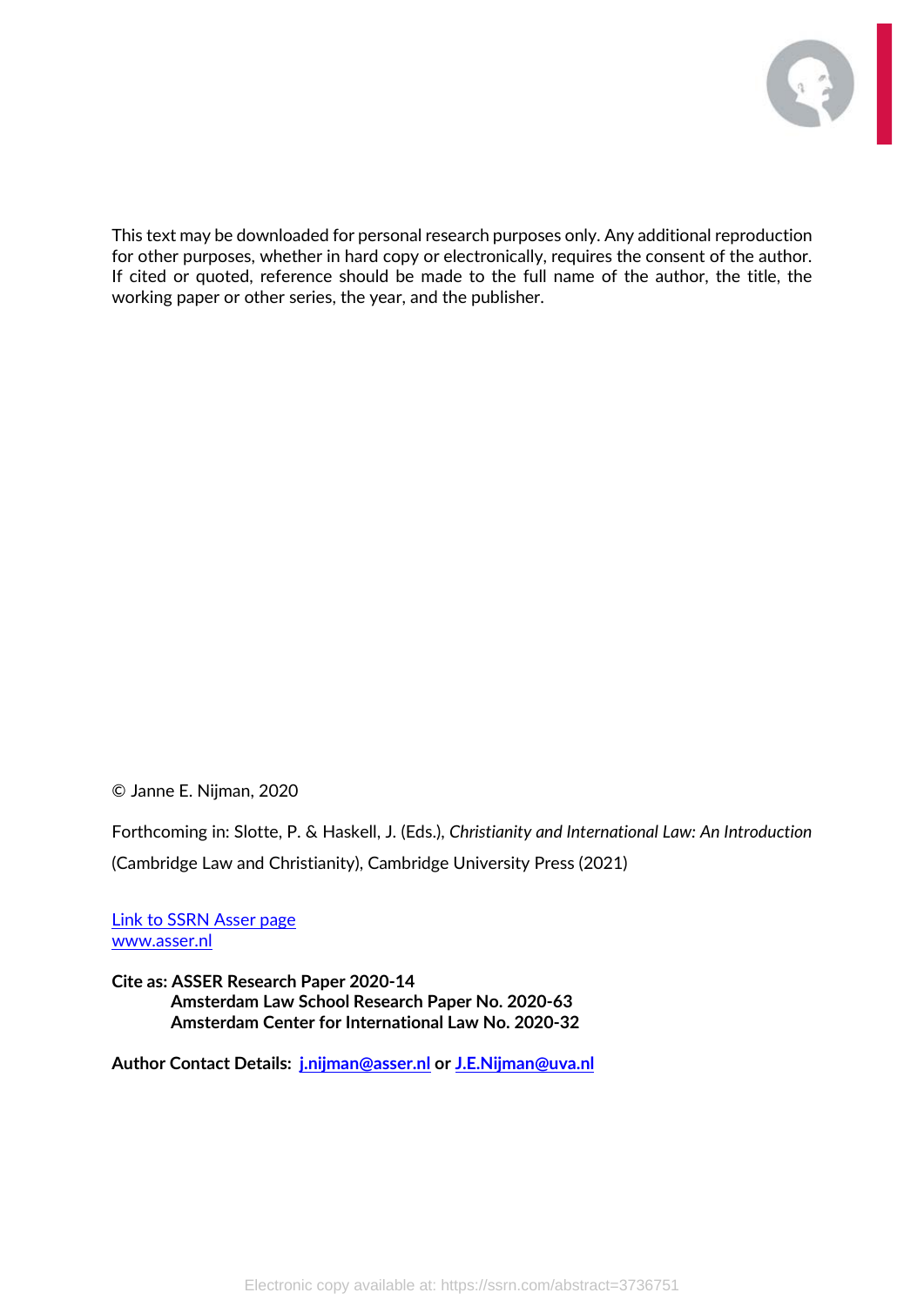This text may be downloaded for personal research purposes only. Any additional reproduction for other purposes, whether in hard copy or electronically, requires the consent of the author. If cited or quoted, reference should be made to the full name of the author, the title, the working paper or other series, the year, and the publisher.

© Janne E. Nijman, 2020

Forthcoming in: Slotte, P. & Haskell, J. (Eds.), *Christianity and International Law: An Introduction* (Cambridge Law and Christianity), Cambridge University Press (2021)

[Link to SSRN Asser page](#)
[www.asser.nl](http://www.asser.nl)

**Cite as: ASSER Research Paper 2020-14**
**Amsterdam Law School Research Paper No. 2020-63**
**Amsterdam Center for International Law No. 2020-32**

**Author Contact Details: j.nijman@asser.nl or J.E.Nijman@uva.nl**

Electronic copy available at: https://ssrn.com/abstract=3736751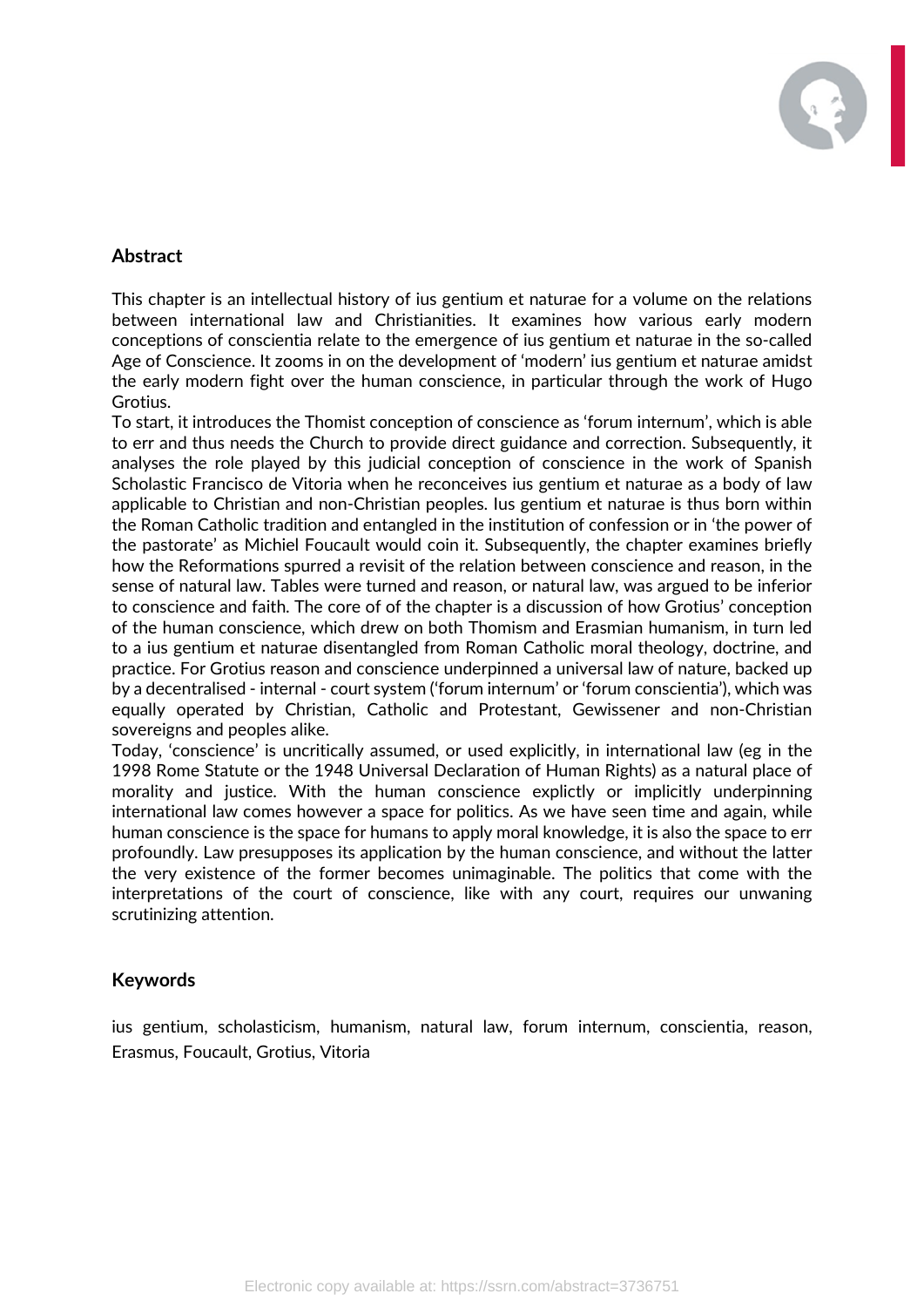## Abstract

This chapter is an intellectual history of ius gentium et naturae for a volume on the relations between international law and Christianities. It examines how various early modern conceptions of conscientia relate to the emergence of ius gentium et naturae in the so-called Age of Conscience. It zooms in on the development of 'modern' ius gentium et naturae amidst the early modern fight over the human conscience, in particular through the work of Hugo Grotius.

To start, it introduces the Thomist conception of conscience as 'forum internum', which is able to err and thus needs the Church to provide direct guidance and correction. Subsequently, it analyses the role played by this judicial conception of conscience in the work of Spanish Scholastic Francisco de Vitoria when he reconceives ius gentium et naturae as a body of law applicable to Christian and non-Christian peoples. Ius gentium et naturae is thus born within the Roman Catholic tradition and entangled in the institution of confession or in 'the power of the pastorate' as Michiel Foucault would coin it. Subsequently, the chapter examines briefly how the Reformations spurred a revisit of the relation between conscience and reason, in the sense of natural law. Tables were turned and reason, or natural law, was argued to be inferior to conscience and faith. The core of of the chapter is a discussion of how Grotius' conception of the human conscience, which drew on both Thomism and Erasmian humanism, in turn led to a ius gentium et naturae disentangled from Roman Catholic moral theology, doctrine, and practice. For Grotius reason and conscience underpinned a universal law of nature, backed up by a decentralised - internal - court system ('forum internum' or 'forum conscientia'), which was equally operated by Christian, Catholic and Protestant, Gewissener and non-Christian sovereigns and peoples alike.

Today, 'conscience' is uncritically assumed, or used explicitly, in international law (eg in the 1998 Rome Statute or the 1948 Universal Declaration of Human Rights) as a natural place of morality and justice. With the human conscience explictly or implicitly underpinning international law comes however a space for politics. As we have seen time and again, while human conscience is the space for humans to apply moral knowledge, it is also the space to err profoundly. Law presupposes its application by the human conscience, and without the latter the very existence of the former becomes unimaginable. The politics that come with the interpretations of the court of conscience, like with any court, requires our unwaning scrutinizing attention.

## Keywords

ius gentium, scholasticism, humanism, natural law, forum internum, conscientia, reason, Erasmus, Foucault, Grotius, Vitoria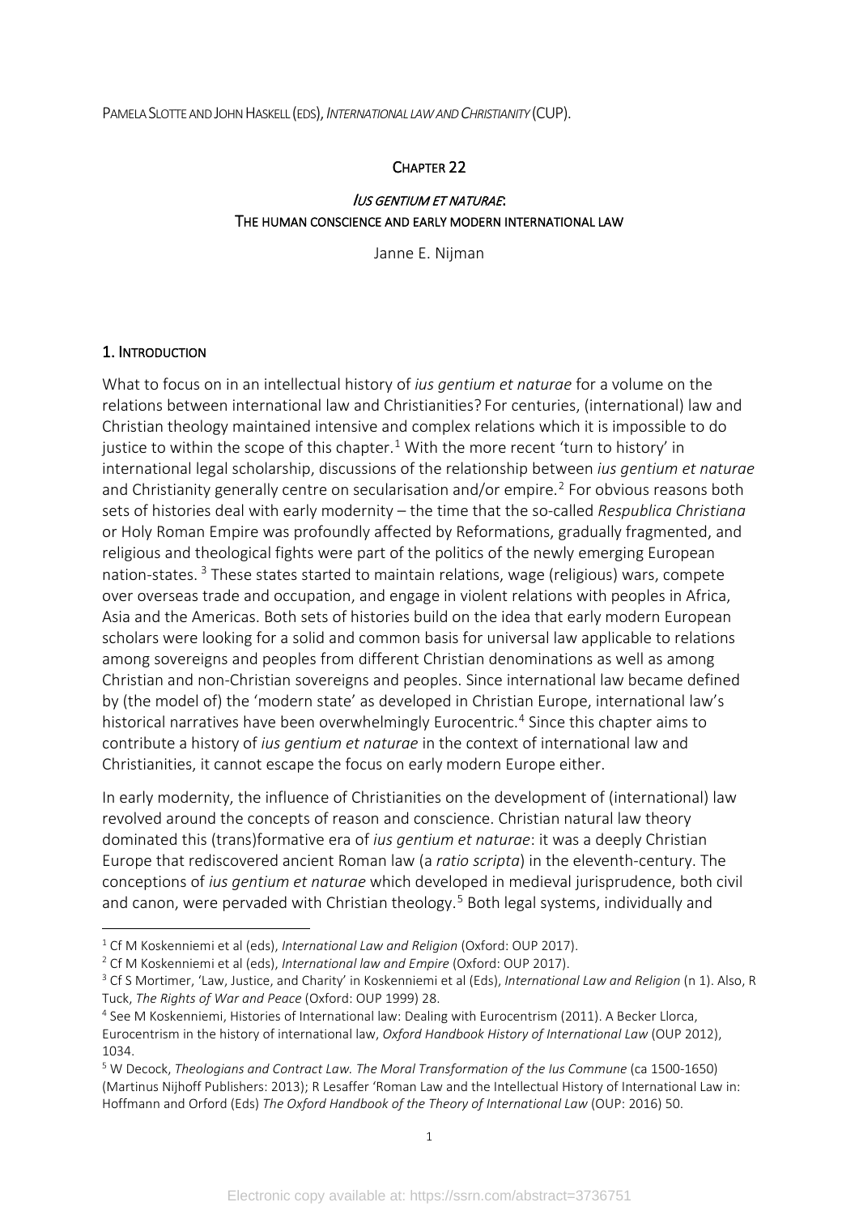PAMELA SLOTTE AND JOHN HASKELL (EDS), *INTERNATIONAL LAW AND CHRISTIANITY* (CUP).

CHAPTER 22

*IUS GENTIUM ET NATURAE*:
THE HUMAN CONSCIENCE AND EARLY MODERN INTERNATIONAL LAW

Janne E. Nijman

## 1. INTRODUCTION

What to focus on in an intellectual history of *ius gentium et naturae* for a volume on the relations between international law and Christianities? For centuries, (international) law and Christian theology maintained intensive and complex relations which it is impossible to do justice to within the scope of this chapter.[1] With the more recent 'turn to history' in international legal scholarship, discussions of the relationship between *ius gentium et naturae* and Christianity generally centre on secularisation and/or empire.[2] For obvious reasons both sets of histories deal with early modernity – the time that the so-called *Respublica Christiana* or Holy Roman Empire was profoundly affected by Reformations, gradually fragmented, and religious and theological fights were part of the politics of the newly emerging European nation-states.[3] These states started to maintain relations, wage (religious) wars, compete over overseas trade and occupation, and engage in violent relations with peoples in Africa, Asia and the Americas. Both sets of histories build on the idea that early modern European scholars were looking for a solid and common basis for universal law applicable to relations among sovereigns and peoples from different Christian denominations as well as among Christian and non-Christian sovereigns and peoples. Since international law became defined by (the model of) the 'modern state' as developed in Christian Europe, international law's historical narratives have been overwhelmingly Eurocentric.[4] Since this chapter aims to contribute a history of *ius gentium et naturae* in the context of international law and Christianities, it cannot escape the focus on early modern Europe either.

In early modernity, the influence of Christianities on the development of (international) law revolved around the concepts of reason and conscience. Christian natural law theory dominated this (trans)formative era of *ius gentium et naturae*: it was a deeply Christian Europe that rediscovered ancient Roman law (a *ratio scripta*) in the eleventh-century. The conceptions of *ius gentium et naturae* which developed in medieval jurisprudence, both civil and canon, were pervaded with Christian theology.[5] Both legal systems, individually and

---

[1] Cf M Koskenniemi et al (eds), *International Law and Religion* (Oxford: OUP 2017).

[2] Cf M Koskenniemi et al (eds), *International law and Empire* (Oxford: OUP 2017).

[3] Cf S Mortimer, 'Law, Justice, and Charity' in Koskenniemi et al (Eds), *International Law and Religion* (n 1). Also, R Tuck, *The Rights of War and Peace* (Oxford: OUP 1999) 28.

[4] See M Koskenniemi, Histories of International law: Dealing with Eurocentrism (2011). A Becker Llorca, Eurocentrism in the history of international law, *Oxford Handbook History of International Law* (OUP 2012), 1034.

[5] W Decock, *Theologians and Contract Law. The Moral Transformation of the Ius Commune* (ca 1500-1650) (Martinus Nijhoff Publishers: 2013); R Lesaffer 'Roman Law and the Intellectual History of International Law in: Hoffmann and Orford (Eds) *The Oxford Handbook of the Theory of International Law* (OUP: 2016) 50.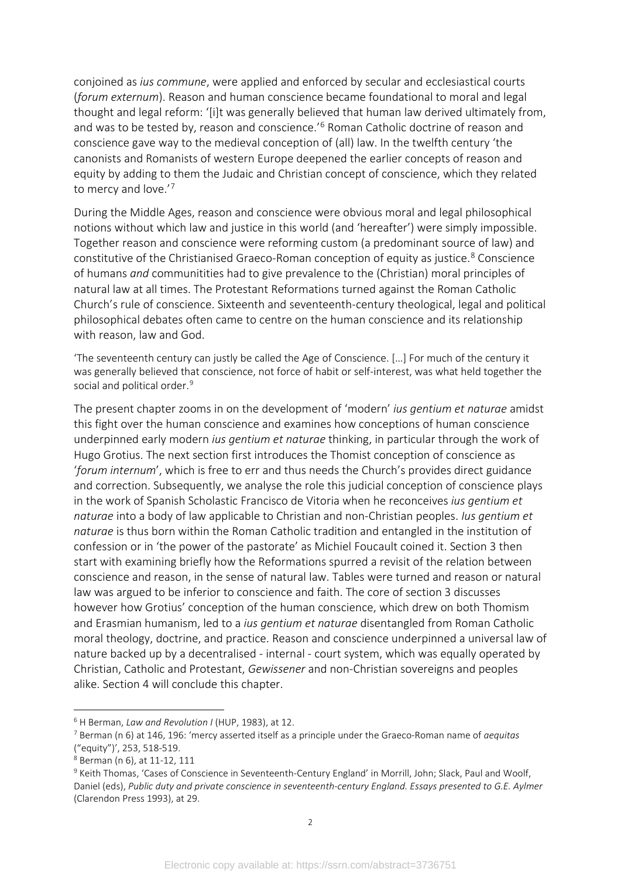conjoined as *ius commune*, were applied and enforced by secular and ecclesiastical courts (*forum externum*). Reason and human conscience became foundational to moral and legal thought and legal reform: '[i]t was generally believed that human law derived ultimately from, and was to be tested by, reason and conscience.'[6] Roman Catholic doctrine of reason and conscience gave way to the medieval conception of (all) law. In the twelfth century 'the canonists and Romanists of western Europe deepened the earlier concepts of reason and equity by adding to them the Judaic and Christian concept of conscience, which they related to mercy and love.'[7]

During the Middle Ages, reason and conscience were obvious moral and legal philosophical notions without which law and justice in this world (and 'hereafter') were simply impossible. Together reason and conscience were reforming custom (a predominant source of law) and constitutive of the Christianised Graeco-Roman conception of equity as justice.[8] Conscience of humans *and* communitities had to give prevalence to the (Christian) moral principles of natural law at all times. The Protestant Reformations turned against the Roman Catholic Church's rule of conscience. Sixteenth and seventeenth-century theological, legal and political philosophical debates often came to centre on the human conscience and its relationship with reason, law and God.

> 'The seventeenth century can justly be called the Age of Conscience. […] For much of the century it was generally believed that conscience, not force of habit or self-interest, was what held together the social and political order.[9]

The present chapter zooms in on the development of 'modern' *ius gentium et naturae* amidst this fight over the human conscience and examines how conceptions of human conscience underpinned early modern *ius gentium et naturae* thinking, in particular through the work of Hugo Grotius. The next section first introduces the Thomist conception of conscience as '*forum internum*', which is free to err and thus needs the Church's provides direct guidance and correction. Subsequently, we analyse the role this judicial conception of conscience plays in the work of Spanish Scholastic Francisco de Vitoria when he reconceives *ius gentium et naturae* into a body of law applicable to Christian and non-Christian peoples. *Ius gentium et naturae* is thus born within the Roman Catholic tradition and entangled in the institution of confession or in 'the power of the pastorate' as Michiel Foucault coined it. Section 3 then start with examining briefly how the Reformations spurred a revisit of the relation between conscience and reason, in the sense of natural law. Tables were turned and reason or natural law was argued to be inferior to conscience and faith. The core of section 3 discusses however how Grotius' conception of the human conscience, which drew on both Thomism and Erasmian humanism, led to a *ius gentium et naturae* disentangled from Roman Catholic moral theology, doctrine, and practice. Reason and conscience underpinned a universal law of nature backed up by a decentralised - internal - court system, which was equally operated by Christian, Catholic and Protestant, *Gewissener* and non-Christian sovereigns and peoples alike. Section 4 will conclude this chapter.

---

[6] H Berman, *Law and Revolution I* (HUP, 1983), at 12.

[7] Berman (n 6) at 146, 196: 'mercy asserted itself as a principle under the Graeco-Roman name of *aequitas* ("equity")', 253, 518-519.

[8] Berman (n 6), at 11-12, 111

[9] Keith Thomas, 'Cases of Conscience in Seventeenth-Century England' in Morrill, John; Slack, Paul and Woolf, Daniel (eds), *Public duty and private conscience in seventeenth-century England. Essays presented to G.E. Aylmer* (Clarendon Press 1993), at 29.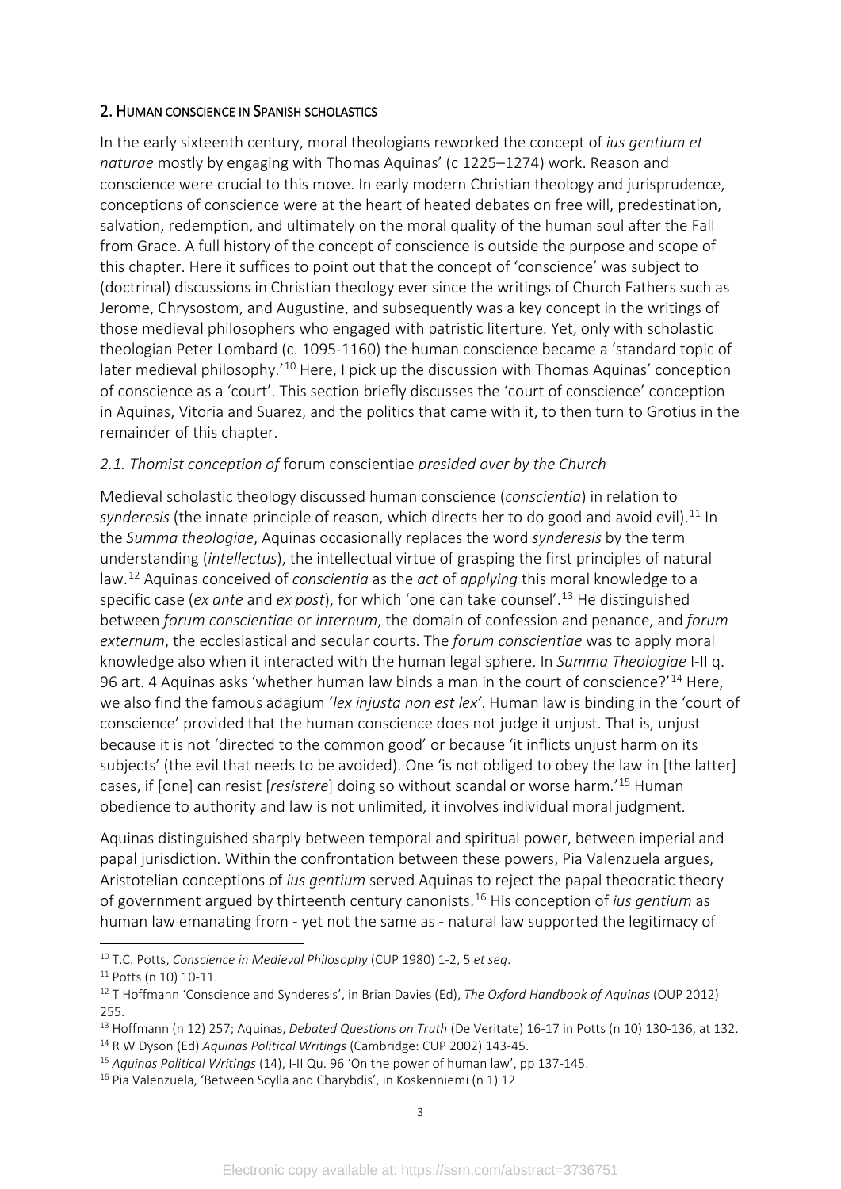## 2. Human conscience in Spanish scholastics

In the early sixteenth century, moral theologians reworked the concept of *ius gentium et naturae* mostly by engaging with Thomas Aquinas' (c 1225–1274) work. Reason and conscience were crucial to this move. In early modern Christian theology and jurisprudence, conceptions of conscience were at the heart of heated debates on free will, predestination, salvation, redemption, and ultimately on the moral quality of the human soul after the Fall from Grace. A full history of the concept of conscience is outside the purpose and scope of this chapter. Here it suffices to point out that the concept of 'conscience' was subject to (doctrinal) discussions in Christian theology ever since the writings of Church Fathers such as Jerome, Chrysostom, and Augustine, and subsequently was a key concept in the writings of those medieval philosophers who engaged with patristic literture. Yet, only with scholastic theologian Peter Lombard (c. 1095-1160) the human conscience became a 'standard topic of later medieval philosophy.'[10] Here, I pick up the discussion with Thomas Aquinas' conception of conscience as a 'court'. This section briefly discusses the 'court of conscience' conception in Aquinas, Vitoria and Suarez, and the politics that came with it, to then turn to Grotius in the remainder of this chapter.

### *2.1. Thomist conception of* forum conscientiae *presided over by the Church*

Medieval scholastic theology discussed human conscience (*conscientia*) in relation to *synderesis* (the innate principle of reason, which directs her to do good and avoid evil).[11] In the *Summa theologiae*, Aquinas occasionally replaces the word *synderesis* by the term understanding (*intellectus*), the intellectual virtue of grasping the first principles of natural law.[12] Aquinas conceived of *conscientia* as the *act* of *applying* this moral knowledge to a specific case (*ex ante* and *ex post*), for which 'one can take counsel'.[13] He distinguished between *forum conscientiae* or *internum*, the domain of confession and penance, and *forum externum*, the ecclesiastical and secular courts. The *forum conscientiae* was to apply moral knowledge also when it interacted with the human legal sphere. In *Summa Theologiae* I-II q. 96 art. 4 Aquinas asks 'whether human law binds a man in the court of conscience?'[14] Here, we also find the famous adagium '*lex injusta non est lex'*. Human law is binding in the 'court of conscience' provided that the human conscience does not judge it unjust. That is, unjust because it is not 'directed to the common good' or because 'it inflicts unjust harm on its subjects' (the evil that needs to be avoided). One 'is not obliged to obey the law in [the latter] cases, if [one] can resist [*resistere*] doing so without scandal or worse harm.'[15] Human obedience to authority and law is not unlimited, it involves individual moral judgment.

Aquinas distinguished sharply between temporal and spiritual power, between imperial and papal jurisdiction. Within the confrontation between these powers, Pia Valenzuela argues, Aristotelian conceptions of *ius gentium* served Aquinas to reject the papal theocratic theory of government argued by thirteenth century canonists.[16] His conception of *ius gentium* as human law emanating from - yet not the same as - natural law supported the legitimacy of

---

[10] T.C. Potts, *Conscience in Medieval Philosophy* (CUP 1980) 1-2, 5 *et seq*.

[11] Potts (n 10) 10-11.

[12] T Hoffmann 'Conscience and Synderesis', in Brian Davies (Ed), *The Oxford Handbook of Aquinas* (OUP 2012) 255.

[13] Hoffmann (n 12) 257; Aquinas, *Debated Questions on Truth* (De Veritate) 16-17 in Potts (n 10) 130-136, at 132.

[14] R W Dyson (Ed) *Aquinas Political Writings* (Cambridge: CUP 2002) 143-45.

[15] *Aquinas Political Writings* (14), I-II Qu. 96 'On the power of human law', pp 137-145.

[16] Pia Valenzuela, 'Between Scylla and Charybdis', in Koskenniemi (n 1) 12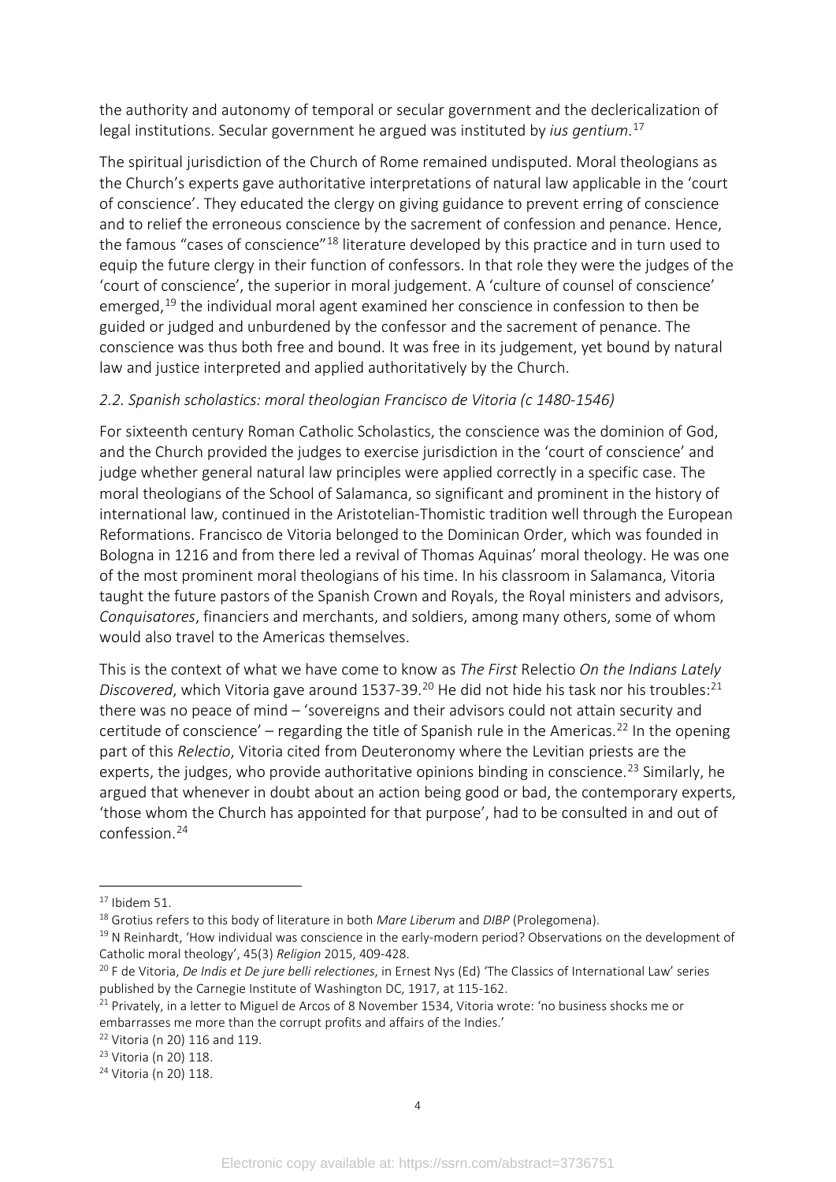the authority and autonomy of temporal or secular government and the declericalization of legal institutions. Secular government he argued was instituted by *ius gentium*.[17]

The spiritual jurisdiction of the Church of Rome remained undisputed. Moral theologians as the Church's experts gave authoritative interpretations of natural law applicable in the 'court of conscience'. They educated the clergy on giving guidance to prevent erring of conscience and to relief the erroneous conscience by the sacrement of confession and penance. Hence, the famous "cases of conscience"[18] literature developed by this practice and in turn used to equip the future clergy in their function of confessors. In that role they were the judges of the 'court of conscience', the superior in moral judgement. A 'culture of counsel of conscience' emerged,[19] the individual moral agent examined her conscience in confession to then be guided or judged and unburdened by the confessor and the sacrement of penance. The conscience was thus both free and bound. It was free in its judgement, yet bound by natural law and justice interpreted and applied authoritatively by the Church.

### *2.2. Spanish scholastics: moral theologian Francisco de Vitoria (c 1480-1546)*

For sixteenth century Roman Catholic Scholastics, the conscience was the dominion of God, and the Church provided the judges to exercise jurisdiction in the 'court of conscience' and judge whether general natural law principles were applied correctly in a specific case. The moral theologians of the School of Salamanca, so significant and prominent in the history of international law, continued in the Aristotelian-Thomistic tradition well through the European Reformations. Francisco de Vitoria belonged to the Dominican Order, which was founded in Bologna in 1216 and from there led a revival of Thomas Aquinas' moral theology. He was one of the most prominent moral theologians of his time. In his classroom in Salamanca, Vitoria taught the future pastors of the Spanish Crown and Royals, the Royal ministers and advisors, *Conquisatores*, financiers and merchants, and soldiers, among many others, some of whom would also travel to the Americas themselves.

This is the context of what we have come to know as *The First* Relectio *On the Indians Lately Discovered*, which Vitoria gave around 1537-39.[20] He did not hide his task nor his troubles:[21] there was no peace of mind – 'sovereigns and their advisors could not attain security and certitude of conscience' – regarding the title of Spanish rule in the Americas.[22] In the opening part of this *Relectio*, Vitoria cited from Deuteronomy where the Levitian priests are the experts, the judges, who provide authoritative opinions binding in conscience.[23] Similarly, he argued that whenever in doubt about an action being good or bad, the contemporary experts, 'those whom the Church has appointed for that purpose', had to be consulted in and out of confession.[24]

---

[17] Ibidem 51.

[18] Grotius refers to this body of literature in both *Mare Liberum* and *DIBP* (Prolegomena).

[19] N Reinhardt, 'How individual was conscience in the early-modern period? Observations on the development of Catholic moral theology', 45(3) *Religion* 2015, 409-428.

[20] F de Vitoria, *De Indis et De jure belli relectiones*, in Ernest Nys (Ed) 'The Classics of International Law' series published by the Carnegie Institute of Washington DC, 1917, at 115-162.

[21] Privately, in a letter to Miguel de Arcos of 8 November 1534, Vitoria wrote: 'no business shocks me or embarrasses me more than the corrupt profits and affairs of the Indies.'

[22] Vitoria (n 20) 116 and 119.

[23] Vitoria (n 20) 118.

[24] Vitoria (n 20) 118.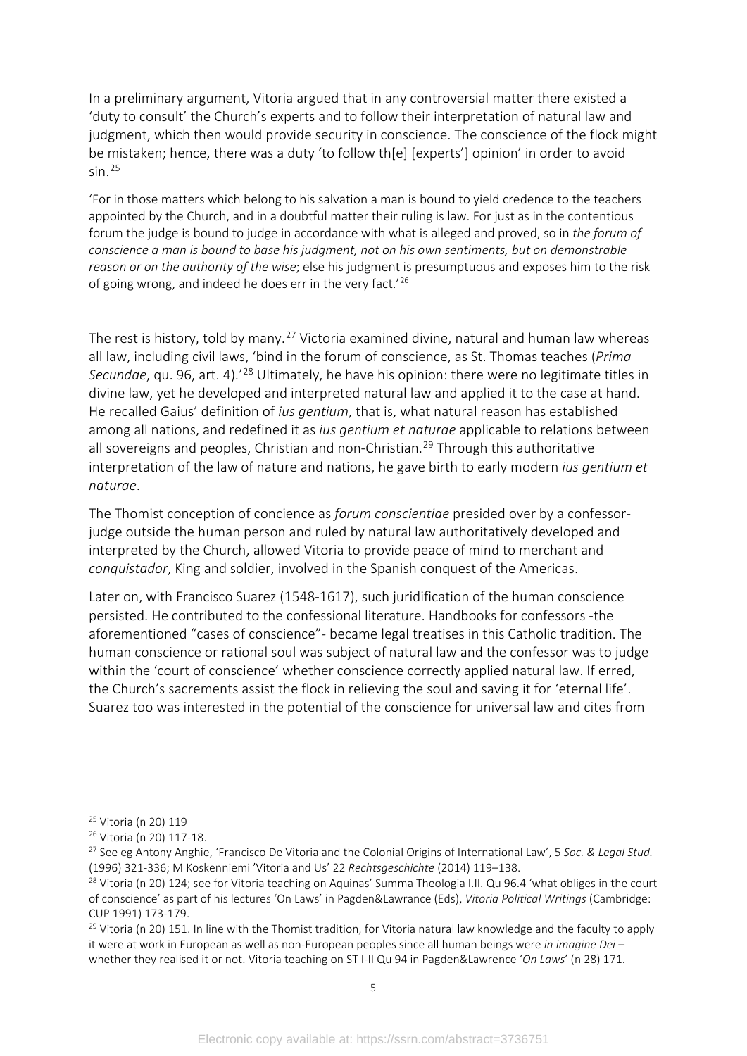In a preliminary argument, Vitoria argued that in any controversial matter there existed a 'duty to consult' the Church's experts and to follow their interpretation of natural law and judgment, which then would provide security in conscience. The conscience of the flock might be mistaken; hence, there was a duty 'to follow th[e] [experts'] opinion' in order to avoid sin.[25]

> 'For in those matters which belong to his salvation a man is bound to yield credence to the teachers appointed by the Church, and in a doubtful matter their ruling is law. For just as in the contentious forum the judge is bound to judge in accordance with what is alleged and proved, so in *the forum of conscience a man is bound to base his judgment, not on his own sentiments, but on demonstrable reason or on the authority of the wise*; else his judgment is presumptuous and exposes him to the risk of going wrong, and indeed he does err in the very fact.'[26]

The rest is history, told by many.[27] Victoria examined divine, natural and human law whereas all law, including civil laws, 'bind in the forum of conscience, as St. Thomas teaches (*Prima Secundae*, qu. 96, art. 4).'[28] Ultimately, he have his opinion: there were no legitimate titles in divine law, yet he developed and interpreted natural law and applied it to the case at hand. He recalled Gaius' definition of *ius gentium*, that is, what natural reason has established among all nations, and redefined it as *ius gentium et naturae* applicable to relations between all sovereigns and peoples, Christian and non-Christian.[29] Through this authoritative interpretation of the law of nature and nations, he gave birth to early modern *ius gentium et naturae*.

The Thomist conception of concience as *forum conscientiae* presided over by a confessor-judge outside the human person and ruled by natural law authoritatively developed and interpreted by the Church, allowed Vitoria to provide peace of mind to merchant and *conquistador*, King and soldier, involved in the Spanish conquest of the Americas.

Later on, with Francisco Suarez (1548-1617), such juridification of the human conscience persisted. He contributed to the confessional literature. Handbooks for confessors -the aforementioned "cases of conscience"- became legal treatises in this Catholic tradition. The human conscience or rational soul was subject of natural law and the confessor was to judge within the 'court of conscience' whether conscience correctly applied natural law. If erred, the Church's sacrements assist the flock in relieving the soul and saving it for 'eternal life'. Suarez too was interested in the potential of the conscience for universal law and cites from

---

[25] Vitoria (n 20) 119

[26] Vitoria (n 20) 117-18.

[27] See eg Antony Anghie, 'Francisco De Vitoria and the Colonial Origins of International Law', 5 *Soc. & Legal Stud.* (1996) 321-336; M Koskenniemi 'Vitoria and Us' 22 *Rechtsgeschichte* (2014) 119–138.

[28] Vitoria (n 20) 124; see for Vitoria teaching on Aquinas' Summa Theologia I.II. Qu 96.4 'what obliges in the court of conscience' as part of his lectures 'On Laws' in Pagden&Lawrance (Eds), *Vitoria Political Writings* (Cambridge: CUP 1991) 173-179.

[29] Vitoria (n 20) 151. In line with the Thomist tradition, for Vitoria natural law knowledge and the faculty to apply it were at work in European as well as non-European peoples since all human beings were *in imagine Dei* – whether they realised it or not. Vitoria teaching on ST I-II Qu 94 in Pagden&Lawrence '*On Laws*' (n 28) 171.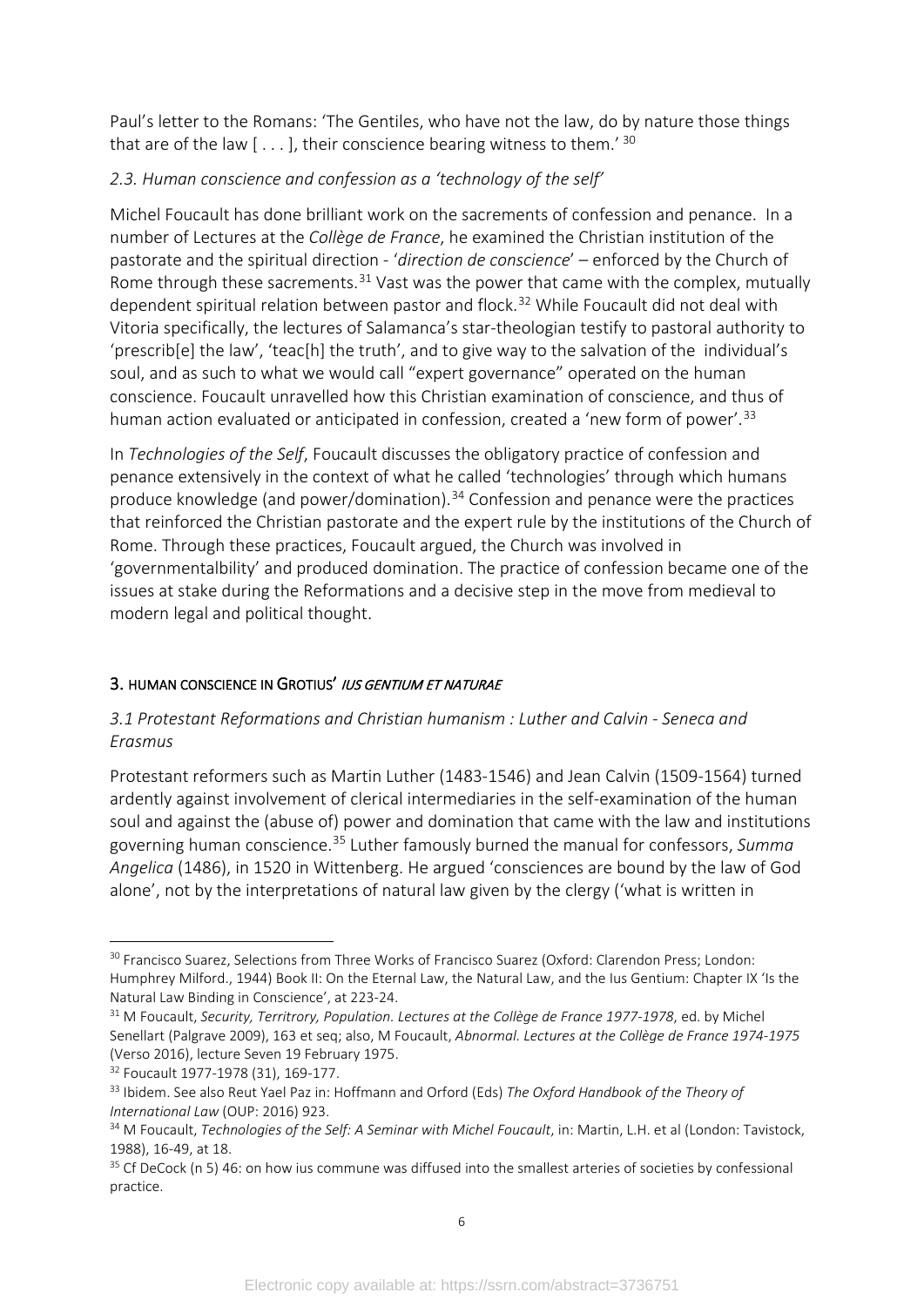Paul's letter to the Romans: 'The Gentiles, who have not the law, do by nature those things that are of the law [ . . . ], their conscience bearing witness to them.' [30]

### *2.3. Human conscience and confession as a 'technology of the self'*

Michel Foucault has done brilliant work on the sacrements of confession and penance. In a number of Lectures at the *Collège de France*, he examined the Christian institution of the pastorate and the spiritual direction - '*direction de conscience*' – enforced by the Church of Rome through these sacrements.[31] Vast was the power that came with the complex, mutually dependent spiritual relation between pastor and flock.[32] While Foucault did not deal with Vitoria specifically, the lectures of Salamanca's star-theologian testify to pastoral authority to 'prescrib[e] the law', 'teac[h] the truth', and to give way to the salvation of the individual's soul, and as such to what we would call "expert governance" operated on the human conscience. Foucault unravelled how this Christian examination of conscience, and thus of human action evaluated or anticipated in confession, created a 'new form of power'.[33]

In *Technologies of the Self*, Foucault discusses the obligatory practice of confession and penance extensively in the context of what he called 'technologies' through which humans produce knowledge (and power/domination).[34] Confession and penance were the practices that reinforced the Christian pastorate and the expert rule by the institutions of the Church of Rome. Through these practices, Foucault argued, the Church was involved in 'governmentalbility' and produced domination. The practice of confession became one of the issues at stake during the Reformations and a decisive step in the move from medieval to modern legal and political thought.

## 3. HUMAN CONSCIENCE IN GROTIUS' *IUS GENTIUM ET NATURAE*

### *3.1 Protestant Reformations and Christian humanism : Luther and Calvin - Seneca and Erasmus*

Protestant reformers such as Martin Luther (1483-1546) and Jean Calvin (1509-1564) turned ardently against involvement of clerical intermediaries in the self-examination of the human soul and against the (abuse of) power and domination that came with the law and institutions governing human conscience.[35] Luther famously burned the manual for confessors, *Summa Angelica* (1486), in 1520 in Wittenberg. He argued 'consciences are bound by the law of God alone', not by the interpretations of natural law given by the clergy ('what is written in

---

[30] Francisco Suarez, Selections from Three Works of Francisco Suarez (Oxford: Clarendon Press; London: Humphrey Milford., 1944) Book II: On the Eternal Law, the Natural Law, and the Ius Gentium: Chapter IX 'Is the Natural Law Binding in Conscience', at 223-24.

[31] M Foucault, *Security, Territory, Population. Lectures at the Collège de France 1977-1978*, ed. by Michel Senellart (Palgrave 2009), 163 et seq; also, M Foucault, *Abnormal. Lectures at the Collège de France 1974-1975* (Verso 2016), lecture Seven 19 February 1975.

[32] Foucault 1977-1978 (31), 169-177.

[33] Ibidem. See also Reut Yael Paz in: Hoffmann and Orford (Eds) *The Oxford Handbook of the Theory of International Law* (OUP: 2016) 923.

[34] M Foucault, *Technologies of the Self: A Seminar with Michel Foucault*, in: Martin, L.H. et al (London: Tavistock, 1988), 16-49, at 18.

[35] Cf DeCock (n 5) 46: on how ius commune was diffused into the smallest arteries of societies by confessional practice.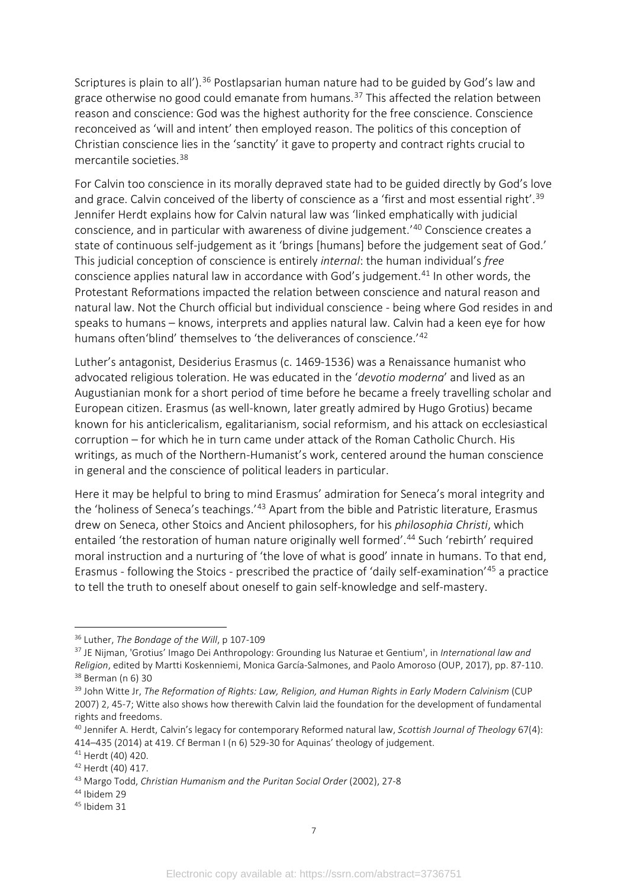Scriptures is plain to all').[36] Postlapsarian human nature had to be guided by God's law and grace otherwise no good could emanate from humans.[37] This affected the relation between reason and conscience: God was the highest authority for the free conscience. Conscience reconceived as 'will and intent' then employed reason. The politics of this conception of Christian conscience lies in the 'sanctity' it gave to property and contract rights crucial to mercantile societies.[38]

For Calvin too conscience in its morally depraved state had to be guided directly by God's love and grace. Calvin conceived of the liberty of conscience as a 'first and most essential right'.[39] Jennifer Herdt explains how for Calvin natural law was 'linked emphatically with judicial conscience, and in particular with awareness of divine judgement.'[40] Conscience creates a state of continuous self-judgement as it 'brings [humans] before the judgement seat of God.' This judicial conception of conscience is entirely *internal*: the human individual's *free* conscience applies natural law in accordance with God's judgement.[41] In other words, the Protestant Reformations impacted the relation between conscience and natural reason and natural law. Not the Church official but individual conscience - being where God resides in and speaks to humans – knows, interprets and applies natural law. Calvin had a keen eye for how humans often'blind' themselves to 'the deliverances of conscience.'[42]

Luther's antagonist, Desiderius Erasmus (c. 1469-1536) was a Renaissance humanist who advocated religious toleration. He was educated in the '*devotio moderna*' and lived as an Augustianian monk for a short period of time before he became a freely travelling scholar and European citizen. Erasmus (as well-known, later greatly admired by Hugo Grotius) became known for his anticlericalism, egalitarianism, social reformism, and his attack on ecclesiastical corruption – for which he in turn came under attack of the Roman Catholic Church. His writings, as much of the Northern-Humanist's work, centered around the human conscience in general and the conscience of political leaders in particular.

Here it may be helpful to bring to mind Erasmus' admiration for Seneca's moral integrity and the 'holiness of Seneca's teachings.'[43] Apart from the bible and Patristic literature, Erasmus drew on Seneca, other Stoics and Ancient philosophers, for his *philosophia Christi*, which entailed 'the restoration of human nature originally well formed'.[44] Such 'rebirth' required moral instruction and a nurturing of 'the love of what is good' innate in humans. To that end, Erasmus - following the Stoics - prescribed the practice of 'daily self-examination'[45] a practice to tell the truth to oneself about oneself to gain self-knowledge and self-mastery.

---

[36] Luther, *The Bondage of the Will*, p 107-109

[37] JE Nijman, 'Grotius' Imago Dei Anthropology: Grounding Ius Naturae et Gentium', in *International law and Religion*, edited by Martti Koskenniemi, Monica García-Salmones, and Paolo Amoroso (OUP, 2017), pp. 87-110.

[38] Berman (n 6) 30

[39] John Witte Jr, *The Reformation of Rights: Law, Religion, and Human Rights in Early Modern Calvinism* (CUP 2007) 2, 45-7; Witte also shows how therewith Calvin laid the foundation for the development of fundamental rights and freedoms.

[40] Jennifer A. Herdt, Calvin's legacy for contemporary Reformed natural law, *Scottish Journal of Theology* 67(4): 414–435 (2014) at 419. Cf Berman I (n 6) 529-30 for Aquinas' theology of judgement.

[41] Herdt (40) 420.

[42] Herdt (40) 417.

[43] Margo Todd, *Christian Humanism and the Puritan Social Order* (2002), 27-8

[44] Ibidem 29

[45] Ibidem 31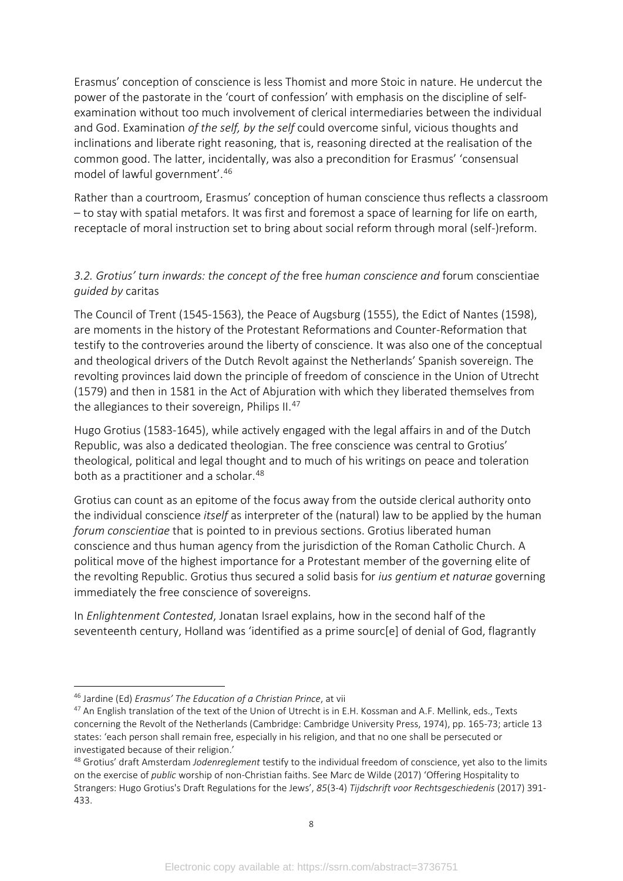Erasmus' conception of conscience is less Thomist and more Stoic in nature. He undercut the power of the pastorate in the 'court of confession' with emphasis on the discipline of self-examination without too much involvement of clerical intermediaries between the individual and God. Examination *of the self, by the self* could overcome sinful, vicious thoughts and inclinations and liberate right reasoning, that is, reasoning directed at the realisation of the common good. The latter, incidentally, was also a precondition for Erasmus' 'consensual model of lawful government'.[46]

Rather than a courtroom, Erasmus' conception of human conscience thus reflects a classroom – to stay with spatial metafors. It was first and foremost a space of learning for life on earth, receptacle of moral instruction set to bring about social reform through moral (self-)reform.

### *3.2. Grotius' turn inwards: the concept of the* free *human conscience and* forum conscientiae *guided by* caritas

The Council of Trent (1545-1563), the Peace of Augsburg (1555), the Edict of Nantes (1598), are moments in the history of the Protestant Reformations and Counter-Reformation that testify to the controveries around the liberty of conscience. It was also one of the conceptual and theological drivers of the Dutch Revolt against the Netherlands' Spanish sovereign. The revolting provinces laid down the principle of freedom of conscience in the Union of Utrecht (1579) and then in 1581 in the Act of Abjuration with which they liberated themselves from the allegiances to their sovereign, Philips II.[47]

Hugo Grotius (1583-1645), while actively engaged with the legal affairs in and of the Dutch Republic, was also a dedicated theologian. The free conscience was central to Grotius' theological, political and legal thought and to much of his writings on peace and toleration both as a practitioner and a scholar.[48]

Grotius can count as an epitome of the focus away from the outside clerical authority onto the individual conscience *itself* as interpreter of the (natural) law to be applied by the human *forum conscientiae* that is pointed to in previous sections. Grotius liberated human conscience and thus human agency from the jurisdiction of the Roman Catholic Church. A political move of the highest importance for a Protestant member of the governing elite of the revolting Republic. Grotius thus secured a solid basis for *ius gentium et naturae* governing immediately the free conscience of sovereigns.

In *Enlightenment Contested*, Jonatan Israel explains, how in the second half of the seventeenth century, Holland was 'identified as a prime sourc[e] of denial of God, flagrantly

---

[46] Jardine (Ed) *Erasmus' The Education of a Christian Prince*, at vii

[47] An English translation of the text of the Union of Utrecht is in E.H. Kossman and A.F. Mellink, eds., Texts concerning the Revolt of the Netherlands (Cambridge: Cambridge University Press, 1974), pp. 165-73; article 13 states: 'each person shall remain free, especially in his religion, and that no one shall be persecuted or investigated because of their religion.'

[48] Grotius' draft Amsterdam *Jodenreglement* testify to the individual freedom of conscience, yet also to the limits on the exercise of *public* worship of non-Christian faiths. See Marc de Wilde (2017) 'Offering Hospitality to Strangers: Hugo Grotius's Draft Regulations for the Jews', *85*(3-4) *Tijdschrift voor Rechtsgeschiedenis* (2017) 391-433.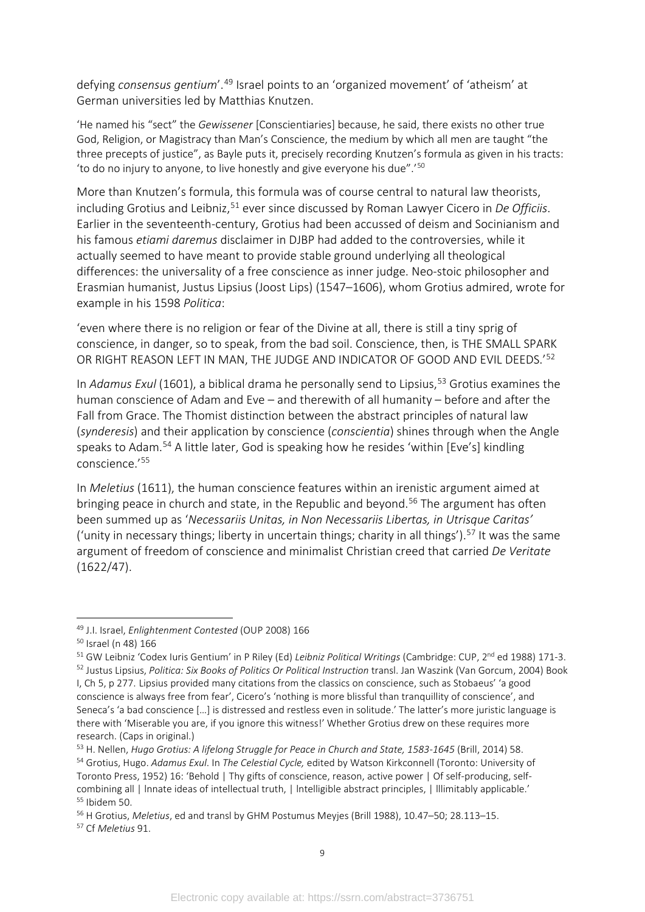defying *consensus gentium*'.[49] Israel points to an 'organized movement' of 'atheism' at German universities led by Matthias Knutzen.

'He named his "sect" the *Gewissener* [Conscientiaries] because, he said, there exists no other true God, Religion, or Magistracy than Man's Conscience, the medium by which all men are taught "the three precepts of justice", as Bayle puts it, precisely recording Knutzen's formula as given in his tracts: 'to do no injury to anyone, to live honestly and give everyone his due".'[50]

More than Knutzen's formula, this formula was of course central to natural law theorists, including Grotius and Leibniz,[51] ever since discussed by Roman Lawyer Cicero in *De Officiis*. Earlier in the seventeenth-century, Grotius had been accussed of deism and Socinianism and his famous *etiami daremus* disclaimer in DJBP had added to the controversies, while it actually seemed to have meant to provide stable ground underlying all theological differences: the universality of a free conscience as inner judge. Neo-stoic philosopher and Erasmian humanist, Justus Lipsius (Joost Lips) (1547–1606), whom Grotius admired, wrote for example in his 1598 *Politica*:

'even where there is no religion or fear of the Divine at all, there is still a tiny sprig of conscience, in danger, so to speak, from the bad soil. Conscience, then, is THE SMALL SPARK OR RIGHT REASON LEFT IN MAN, THE JUDGE AND INDICATOR OF GOOD AND EVIL DEEDS.'[52]

In *Adamus Exul* (1601), a biblical drama he personally send to Lipsius,[53] Grotius examines the human conscience of Adam and Eve – and therewith of all humanity – before and after the Fall from Grace. The Thomist distinction between the abstract principles of natural law (*synderesis*) and their application by conscience (*conscientia*) shines through when the Angle speaks to Adam.[54] A little later, God is speaking how he resides 'within [Eve's] kindling conscience.'[55]

In *Meletius* (1611), the human conscience features within an irenistic argument aimed at bringing peace in church and state, in the Republic and beyond.[56] The argument has often been summed up as '*Necessariis Unitas, in Non Necessariis Libertas, in Utrisque Caritas'* ('unity in necessary things; liberty in uncertain things; charity in all things').[57] It was the same argument of freedom of conscience and minimalist Christian creed that carried *De Veritate* (1622/47).

---

[49] J.I. Israel, *Enlightenment Contested* (OUP 2008) 166

[50] Israel (n 48) 166

[51] GW Leibniz 'Codex Iuris Gentium' in P Riley (Ed) *Leibniz Political Writings* (Cambridge: CUP, 2nd ed 1988) 171-3.

[52] Justus Lipsius, *Politica: Six Books of Politics Or Political Instruction* transl. Jan Waszink (Van Gorcum, 2004) Book I, Ch 5, p 277. Lipsius provided many citations from the classics on conscience, such as Stobaeus' 'a good conscience is always free from fear', Cicero's 'nothing is more blissful than tranquillity of conscience', and Seneca's 'a bad conscience […] is distressed and restless even in solitude.' The latter's more juristic language is there with 'Miserable you are, if you ignore this witness!' Whether Grotius drew on these requires more research. (Caps in original.)

[53] H. Nellen, *Hugo Grotius: A lifelong Struggle for Peace in Church and State, 1583-1645* (Brill, 2014) 58.

[54] Grotius, Hugo. *Adamus Exul*. In *The Celestial Cycle,* edited by Watson Kirkconnell (Toronto: University of Toronto Press, 1952) 16: 'Behold | Thy gifts of conscience, reason, active power | Of self-producing, self-combining all | lnnate ideas of intellectual truth, | lntelligible abstract principles, | lllimitably applicable.'

[55] Ibidem 50.

[56] H Grotius, *Meletius*, ed and transl by GHM Postumus Meyjes (Brill 1988), 10.47–50; 28.113–15.

[57] Cf *Meletius* 91.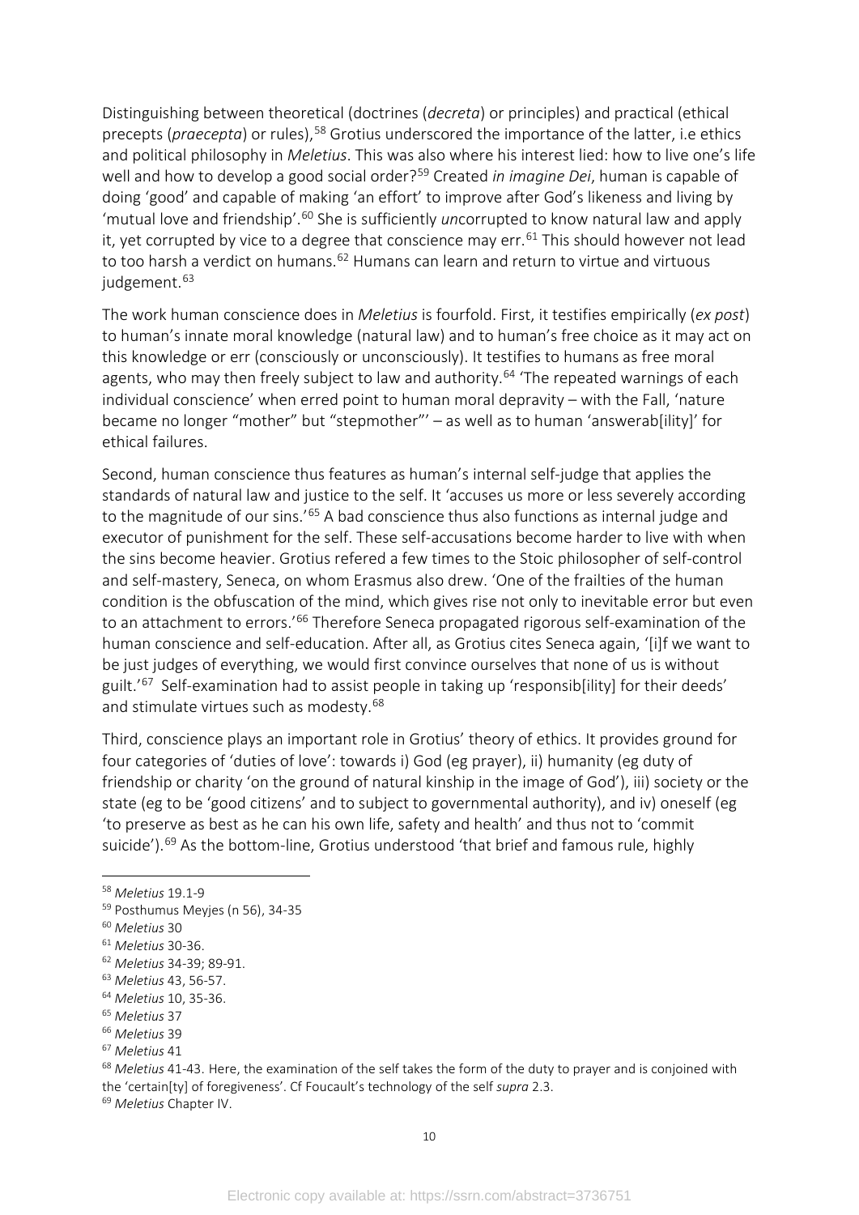Distinguishing between theoretical (doctrines (*decreta*) or principles) and practical (ethical precepts (*praecepta*) or rules),[58] Grotius underscored the importance of the latter, i.e ethics and political philosophy in *Meletius*. This was also where his interest lied: how to live one's life well and how to develop a good social order?[59] Created *in imagine Dei*, human is capable of doing 'good' and capable of making 'an effort' to improve after God's likeness and living by 'mutual love and friendship'.[60] She is sufficiently *un*corrupted to know natural law and apply it, yet corrupted by vice to a degree that conscience may err.[61] This should however not lead to too harsh a verdict on humans.[62] Humans can learn and return to virtue and virtuous judgement.[63]

The work human conscience does in *Meletius* is fourfold. First, it testifies empirically (*ex post*) to human's innate moral knowledge (natural law) and to human's free choice as it may act on this knowledge or err (consciously or unconsciously). It testifies to humans as free moral agents, who may then freely subject to law and authority.[64] 'The repeated warnings of each individual conscience' when erred point to human moral depravity – with the Fall, 'nature became no longer "mother" but "stepmother"' – as well as to human 'answerab[ility]' for ethical failures.

Second, human conscience thus features as human's internal self-judge that applies the standards of natural law and justice to the self. It 'accuses us more or less severely according to the magnitude of our sins.'[65] A bad conscience thus also functions as internal judge and executor of punishment for the self. These self-accusations become harder to live with when the sins become heavier. Grotius refered a few times to the Stoic philosopher of self-control and self-mastery, Seneca, on whom Erasmus also drew. 'One of the frailties of the human condition is the obfuscation of the mind, which gives rise not only to inevitable error but even to an attachment to errors.'[66] Therefore Seneca propagated rigorous self-examination of the human conscience and self-education. After all, as Grotius cites Seneca again, '[i]f we want to be just judges of everything, we would first convince ourselves that none of us is without guilt.'[67] Self-examination had to assist people in taking up 'responsib[ility] for their deeds' and stimulate virtues such as modesty.[68]

Third, conscience plays an important role in Grotius' theory of ethics. It provides ground for four categories of 'duties of love': towards i) God (eg prayer), ii) humanity (eg duty of friendship or charity 'on the ground of natural kinship in the image of God'), iii) society or the state (eg to be 'good citizens' and to subject to governmental authority), and iv) oneself (eg 'to preserve as best as he can his own life, safety and health' and thus not to 'commit suicide').[69] As the bottom-line, Grotius understood 'that brief and famous rule, highly

---

[58] *Meletius* 19.1-9

[59] Posthumus Meyjes (n 56), 34-35

[60] *Meletius* 30

[61] *Meletius* 30-36.

[62] *Meletius* 34-39; 89-91.

[63] *Meletius* 43, 56-57.

[64] *Meletius* 10, 35-36.

[65] *Meletius* 37

[66] *Meletius* 39

[67] *Meletius* 41

[68] *Meletius* 41-43. Here, the examination of the self takes the form of the duty to prayer and is conjoined with the 'certain[ty] of foregiveness'. Cf Foucault's technology of the self *supra* 2.3.

[69] *Meletius* Chapter IV.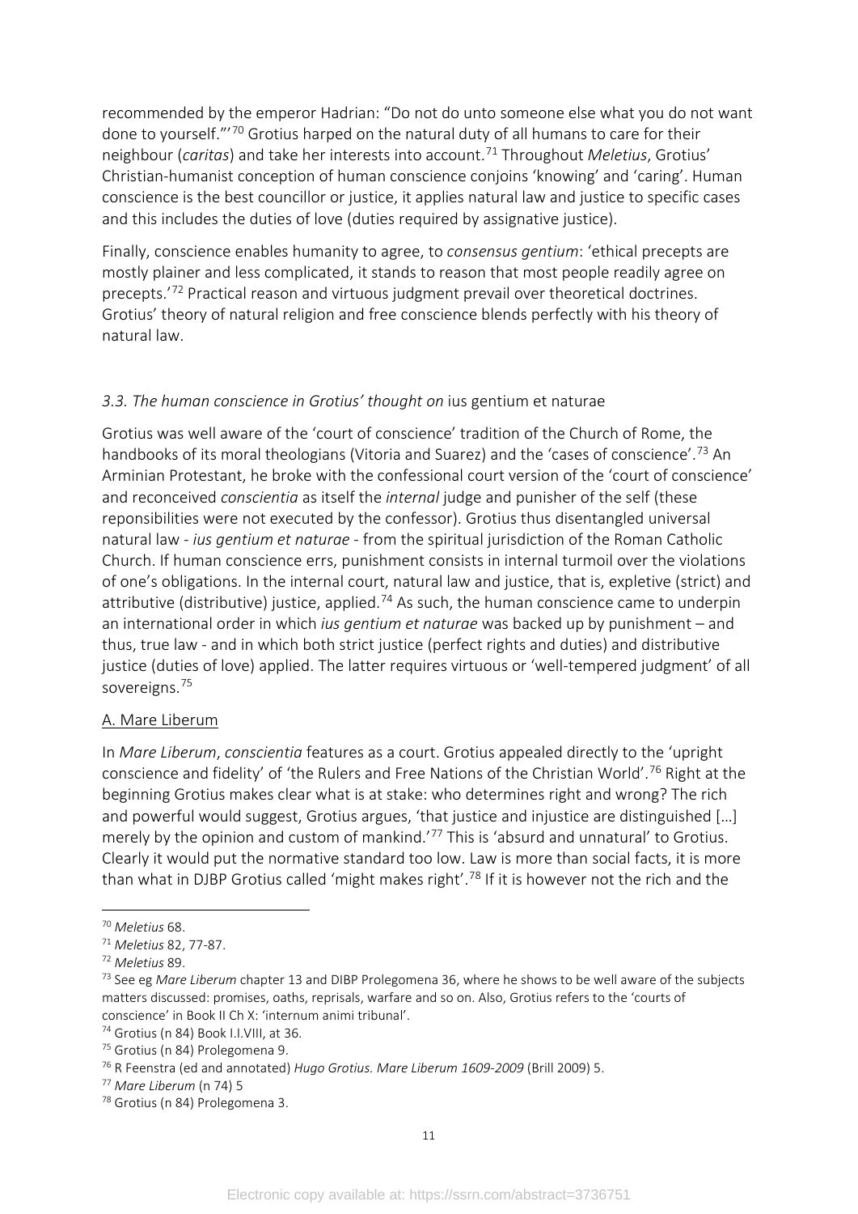recommended by the emperor Hadrian: "Do not do unto someone else what you do not want done to yourself."'[70] Grotius harped on the natural duty of all humans to care for their neighbour (*caritas*) and take her interests into account.[71] Throughout *Meletius*, Grotius' Christian-humanist conception of human conscience conjoins 'knowing' and 'caring'. Human conscience is the best councillor or justice, it applies natural law and justice to specific cases and this includes the duties of love (duties required by assignative justice).

Finally, conscience enables humanity to agree, to *consensus gentium*: 'ethical precepts are mostly plainer and less complicated, it stands to reason that most people readily agree on precepts.'[72] Practical reason and virtuous judgment prevail over theoretical doctrines. Grotius' theory of natural religion and free conscience blends perfectly with his theory of natural law.

### *3.3. The human conscience in Grotius' thought on* ius gentium et naturae

Grotius was well aware of the 'court of conscience' tradition of the Church of Rome, the handbooks of its moral theologians (Vitoria and Suarez) and the 'cases of conscience'.[73] An Arminian Protestant, he broke with the confessional court version of the 'court of conscience' and reconceived *conscientia* as itself the *internal* judge and punisher of the self (these reponsibilities were not executed by the confessor). Grotius thus disentangled universal natural law - *ius gentium et naturae* - from the spiritual jurisdiction of the Roman Catholic Church. If human conscience errs, punishment consists in internal turmoil over the violations of one's obligations. In the internal court, natural law and justice, that is, expletive (strict) and attributive (distributive) justice, applied.[74] As such, the human conscience came to underpin an international order in which *ius gentium et naturae* was backed up by punishment – and thus, true law - and in which both strict justice (perfect rights and duties) and distributive justice (duties of love) applied. The latter requires virtuous or 'well-tempered judgment' of all sovereigns.[75]

#### A. Mare Liberum

In *Mare Liberum*, *conscientia* features as a court. Grotius appealed directly to the 'upright conscience and fidelity' of 'the Rulers and Free Nations of the Christian World'.[76] Right at the beginning Grotius makes clear what is at stake: who determines right and wrong? The rich and powerful would suggest, Grotius argues, 'that justice and injustice are distinguished […] merely by the opinion and custom of mankind.'[77] This is 'absurd and unnatural' to Grotius. Clearly it would put the normative standard too low. Law is more than social facts, it is more than what in DJBP Grotius called 'might makes right'.[78] If it is however not the rich and the

---

[70] *Meletius* 68.

[71] *Meletius* 82, 77-87.

[72] *Meletius* 89.

[73] See eg *Mare Liberum* chapter 13 and DIBP Prolegomena 36, where he shows to be well aware of the subjects matters discussed: promises, oaths, reprisals, warfare and so on. Also, Grotius refers to the 'courts of conscience' in Book II Ch X: 'internum animi tribunal'.

[74] Grotius (n 84) Book I.I.VIII, at 36.

[75] Grotius (n 84) Prolegomena 9.

[76] R Feenstra (ed and annotated) *Hugo Grotius. Mare Liberum 1609-2009* (Brill 2009) 5.

[77] *Mare Liberum* (n 74) 5

[78] Grotius (n 84) Prolegomena 3.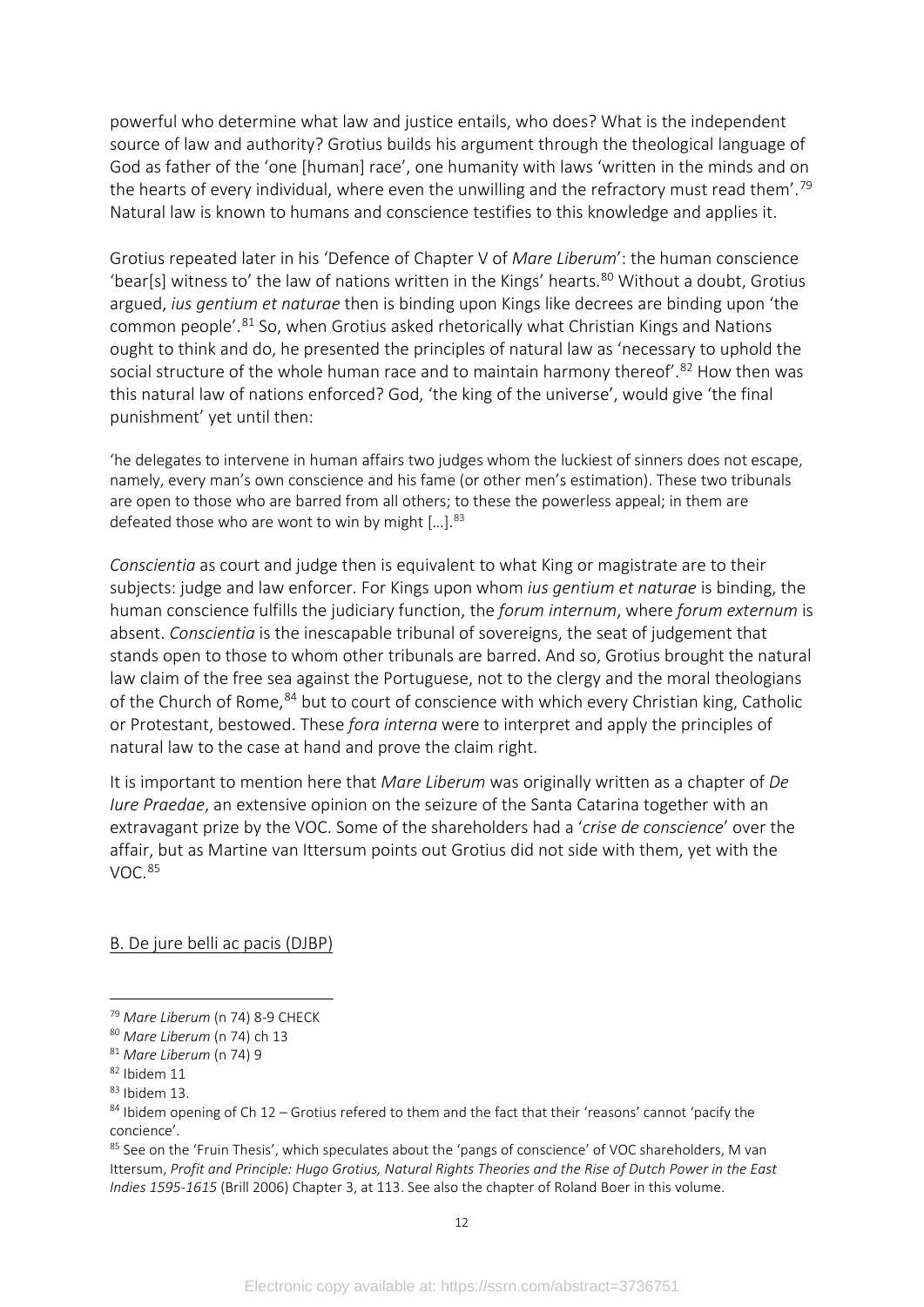powerful who determine what law and justice entails, who does? What is the independent source of law and authority? Grotius builds his argument through the theological language of God as father of the 'one [human] race', one humanity with laws 'written in the minds and on the hearts of every individual, where even the unwilling and the refractory must read them'.[79] Natural law is known to humans and conscience testifies to this knowledge and applies it.

Grotius repeated later in his 'Defence of Chapter V of *Mare Liberum*': the human conscience 'bear[s] witness to' the law of nations written in the Kings' hearts.[80] Without a doubt, Grotius argued, *ius gentium et naturae* then is binding upon Kings like decrees are binding upon 'the common people'.[81] So, when Grotius asked rhetorically what Christian Kings and Nations ought to think and do, he presented the principles of natural law as 'necessary to uphold the social structure of the whole human race and to maintain harmony thereof'.[82] How then was this natural law of nations enforced? God, 'the king of the universe', would give 'the final punishment' yet until then:

> 'he delegates to intervene in human affairs two judges whom the luckiest of sinners does not escape, namely, every man's own conscience and his fame (or other men's estimation). These two tribunals are open to those who are barred from all others; to these the powerless appeal; in them are defeated those who are wont to win by might […].[83]

*Conscientia* as court and judge then is equivalent to what King or magistrate are to their subjects: judge and law enforcer. For Kings upon whom *ius gentium et naturae* is binding, the human conscience fulfills the judiciary function, the *forum internum*, where *forum externum* is absent. *Conscientia* is the inescapable tribunal of sovereigns, the seat of judgement that stands open to those to whom other tribunals are barred. And so, Grotius brought the natural law claim of the free sea against the Portuguese, not to the clergy and the moral theologians of the Church of Rome,[84] but to court of conscience with which every Christian king, Catholic or Protestant, bestowed. These *fora interna* were to interpret and apply the principles of natural law to the case at hand and prove the claim right.

It is important to mention here that *Mare Liberum* was originally written as a chapter of *De Iure Praedae*, an extensive opinion on the seizure of the Santa Catarina together with an extravagant prize by the VOC. Some of the shareholders had a '*crise de conscience*' over the affair, but as Martine van Ittersum points out Grotius did not side with them, yet with the VOC.[85]

## B. De jure belli ac pacis (DJBP)

---

[79] *Mare Liberum* (n 74) 8-9 CHECK

[80] *Mare Liberum* (n 74) ch 13

[81] *Mare Liberum* (n 74) 9

[82] Ibidem 11

[83] Ibidem 13.

[84] Ibidem opening of Ch 12 – Grotius refered to them and the fact that their 'reasons' cannot 'pacify the concience'.

[85] See on the 'Fruin Thesis', which speculates about the 'pangs of conscience' of VOC shareholders, M van Ittersum, *Profit and Principle: Hugo Grotius, Natural Rights Theories and the Rise of Dutch Power in the East Indies 1595-1615* (Brill 2006) Chapter 3, at 113. See also the chapter of Roland Boer in this volume.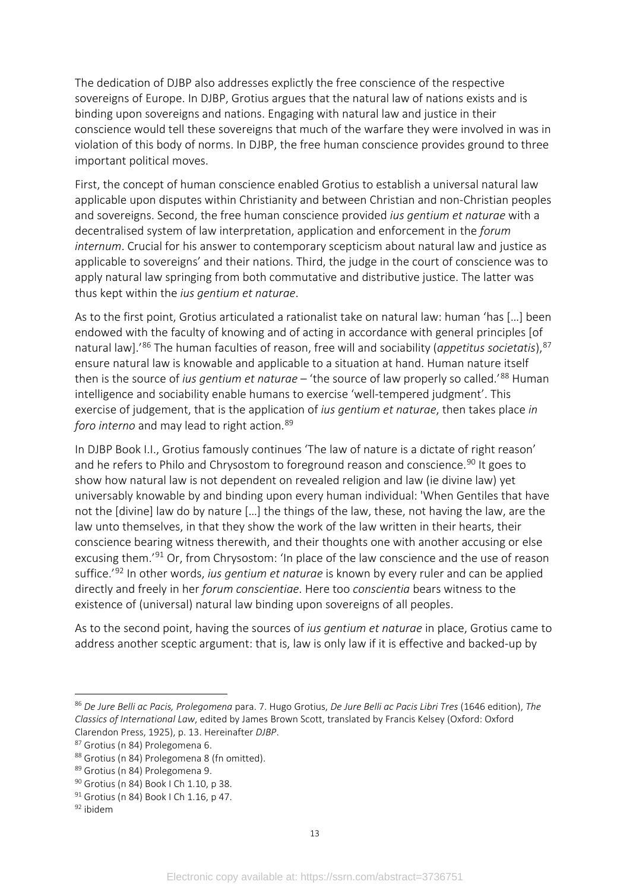The dedication of DJBP also addresses explictly the free conscience of the respective sovereigns of Europe. In DJBP, Grotius argues that the natural law of nations exists and is binding upon sovereigns and nations. Engaging with natural law and justice in their conscience would tell these sovereigns that much of the warfare they were involved in was in violation of this body of norms. In DJBP, the free human conscience provides ground to three important political moves.

First, the concept of human conscience enabled Grotius to establish a universal natural law applicable upon disputes within Christianity and between Christian and non-Christian peoples and sovereigns. Second, the free human conscience provided *ius gentium et naturae* with a decentralised system of law interpretation, application and enforcement in the *forum internum*. Crucial for his answer to contemporary scepticism about natural law and justice as applicable to sovereigns' and their nations. Third, the judge in the court of conscience was to apply natural law springing from both commutative and distributive justice. The latter was thus kept within the *ius gentium et naturae*.

As to the first point, Grotius articulated a rationalist take on natural law: human 'has […] been endowed with the faculty of knowing and of acting in accordance with general principles [of natural law].'[86] The human faculties of reason, free will and sociability (*appetitus societatis*),[87] ensure natural law is knowable and applicable to a situation at hand. Human nature itself then is the source of *ius gentium et naturae* – 'the source of law properly so called.'[88] Human intelligence and sociability enable humans to exercise 'well-tempered judgment'. This exercise of judgement, that is the application of *ius gentium et naturae*, then takes place *in foro interno* and may lead to right action.[89]

In DJBP Book I.I., Grotius famously continues 'The law of nature is a dictate of right reason' and he refers to Philo and Chrysostom to foreground reason and conscience.[90] It goes to show how natural law is not dependent on revealed religion and law (ie divine law) yet universably knowable by and binding upon every human individual: 'When Gentiles that have not the [divine] law do by nature […] the things of the law, these, not having the law, are the law unto themselves, in that they show the work of the law written in their hearts, their conscience bearing witness therewith, and their thoughts one with another accusing or else excusing them.'[91] Or, from Chrysostom: 'In place of the law conscience and the use of reason suffice.'[92] In other words, *ius gentium et naturae* is known by every ruler and can be applied directly and freely in her *forum conscientiae*. Here too *conscientia* bears witness to the existence of (universal) natural law binding upon sovereigns of all peoples.

As to the second point, having the sources of *ius gentium et naturae* in place, Grotius came to address another sceptic argument: that is, law is only law if it is effective and backed-up by

[86] *De Jure Belli ac Pacis, Prolegomena* para. 7. Hugo Grotius, *De Jure Belli ac Pacis Libri Tres* (1646 edition), *The Classics of International Law*, edited by James Brown Scott, translated by Francis Kelsey (Oxford: Oxford Clarendon Press, 1925), p. 13. Hereinafter *DJBP*.

[87] Grotius (n 84) Prolegomena 6.

[88] Grotius (n 84) Prolegomena 8 (fn omitted).

[89] Grotius (n 84) Prolegomena 9.

[90] Grotius (n 84) Book I Ch 1.10, p 38.

[91] Grotius (n 84) Book I Ch 1.16, p 47.

[92] ibidem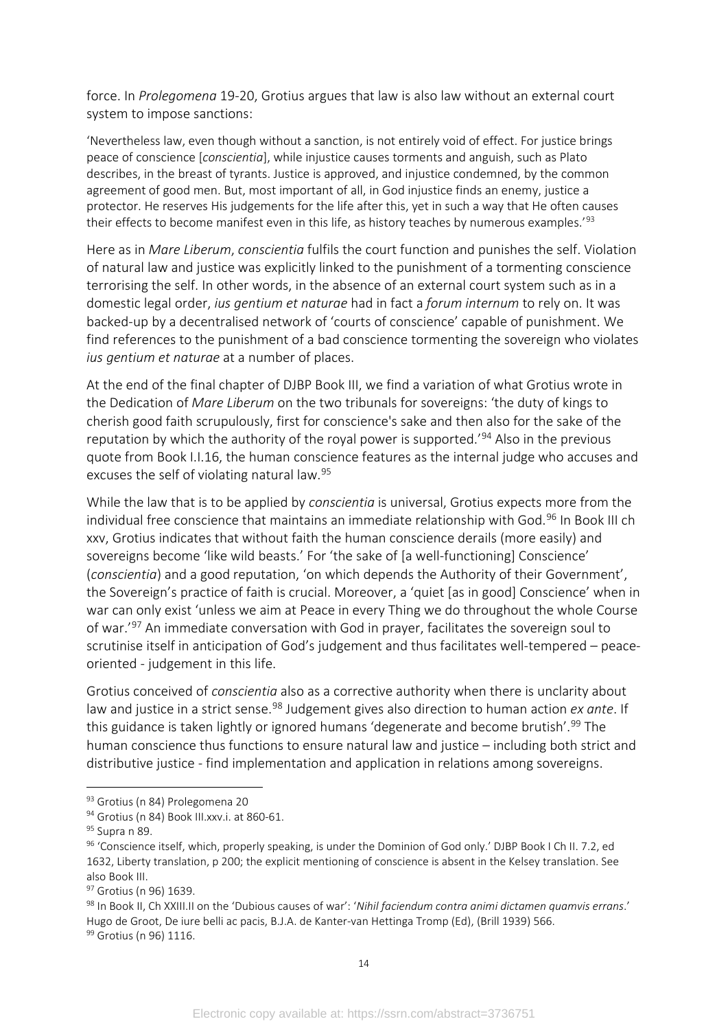force. In *Prolegomena* 19-20, Grotius argues that law is also law without an external court system to impose sanctions:

'Nevertheless law, even though without a sanction, is not entirely void of effect. For justice brings peace of conscience [*conscientia*], while injustice causes torments and anguish, such as Plato describes, in the breast of tyrants. Justice is approved, and injustice condemned, by the common agreement of good men. But, most important of all, in God injustice finds an enemy, justice a protector. He reserves His judgements for the life after this, yet in such a way that He often causes their effects to become manifest even in this life, as history teaches by numerous examples.'[93]

Here as in *Mare Liberum*, *conscientia* fulfils the court function and punishes the self. Violation of natural law and justice was explicitly linked to the punishment of a tormenting conscience terrorising the self. In other words, in the absence of an external court system such as in a domestic legal order, *ius gentium et naturae* had in fact a *forum internum* to rely on. It was backed-up by a decentralised network of 'courts of conscience' capable of punishment. We find references to the punishment of a bad conscience tormenting the sovereign who violates *ius gentium et naturae* at a number of places.

At the end of the final chapter of DJBP Book III, we find a variation of what Grotius wrote in the Dedication of *Mare Liberum* on the two tribunals for sovereigns: 'the duty of kings to cherish good faith scrupulously, first for conscience's sake and then also for the sake of the reputation by which the authority of the royal power is supported.'[94] Also in the previous quote from Book I.I.16, the human conscience features as the internal judge who accuses and excuses the self of violating natural law.[95]

While the law that is to be applied by *conscientia* is universal, Grotius expects more from the individual free conscience that maintains an immediate relationship with God.[96] In Book III ch xxv, Grotius indicates that without faith the human conscience derails (more easily) and sovereigns become 'like wild beasts.' For 'the sake of [a well-functioning] Conscience' (*conscientia*) and a good reputation, 'on which depends the Authority of their Government', the Sovereign's practice of faith is crucial. Moreover, a 'quiet [as in good] Conscience' when in war can only exist 'unless we aim at Peace in every Thing we do throughout the whole Course of war.'[97] An immediate conversation with God in prayer, facilitates the sovereign soul to scrutinise itself in anticipation of God's judgement and thus facilitates well-tempered – peace-oriented - judgement in this life.

Grotius conceived of *conscientia* also as a corrective authority when there is unclarity about law and justice in a strict sense.[98] Judgement gives also direction to human action *ex ante*. If this guidance is taken lightly or ignored humans 'degenerate and become brutish'.[99] The human conscience thus functions to ensure natural law and justice – including both strict and distributive justice - find implementation and application in relations among sovereigns.

---

[93] Grotius (n 84) Prolegomena 20

[94] Grotius (n 84) Book III.xxv.i. at 860-61.

[95] Supra n 89.

[96] 'Conscience itself, which, properly speaking, is under the Dominion of God only.' DJBP Book I Ch II. 7.2, ed 1632, Liberty translation, p 200; the explicit mentioning of conscience is absent in the Kelsey translation. See also Book III.

[97] Grotius (n 96) 1639.

[98] In Book II, Ch XXIII.II on the 'Dubious causes of war': '*Nihil faciendum contra animi dictamen quamvis errans*.' Hugo de Groot, De iure belli ac pacis, B.J.A. de Kanter-van Hettinga Tromp (Ed), (Brill 1939) 566.

[99] Grotius (n 96) 1116.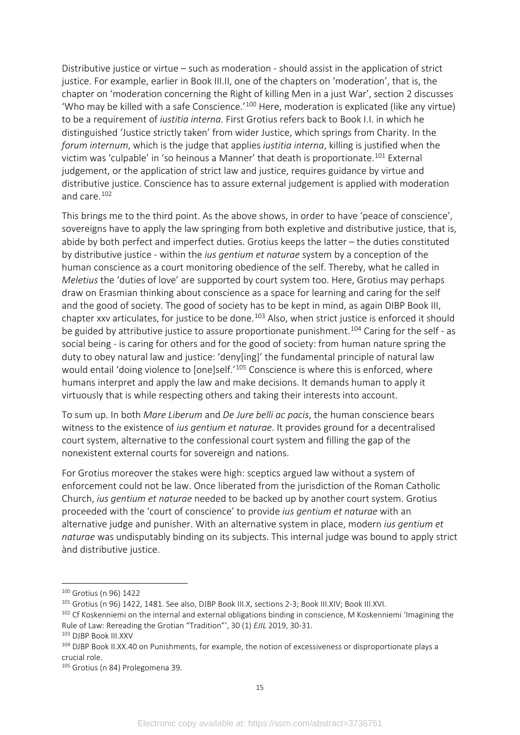Distributive justice or virtue – such as moderation - should assist in the application of strict justice. For example, earlier in Book III.II, one of the chapters on 'moderation', that is, the chapter on 'moderation concerning the Right of killing Men in a just War', section 2 discusses 'Who may be killed with a safe Conscience.'[100] Here, moderation is explicated (like any virtue) to be a requirement of *iustitia interna*. First Grotius refers back to Book I.I. in which he distinguished 'Justice strictly taken' from wider Justice, which springs from Charity. In the *forum internum*, which is the judge that applies *iustitia interna*, killing is justified when the victim was 'culpable' in 'so heinous a Manner' that death is proportionate.[101] External judgement, or the application of strict law and justice, requires guidance by virtue and distributive justice. Conscience has to assure external judgement is applied with moderation and care.[102]

This brings me to the third point. As the above shows, in order to have 'peace of conscience', sovereigns have to apply the law springing from both expletive and distributive justice, that is, abide by both perfect and imperfect duties. Grotius keeps the latter – the duties constituted by distributive justice - within the *ius gentium et naturae* system by a conception of the human conscience as a court monitoring obedience of the self. Thereby, what he called in *Meletius* the 'duties of love' are supported by court system too. Here, Grotius may perhaps draw on Erasmian thinking about conscience as a space for learning and caring for the self and the good of society. The good of society has to be kept in mind, as again DJBP Book III, chapter xxv articulates, for justice to be done.[103] Also, when strict justice is enforced it should be guided by attributive justice to assure proportionate punishment.[104] Caring for the self - as social being - is caring for others and for the good of society: from human nature spring the duty to obey natural law and justice: 'deny[ing]' the fundamental principle of natural law would entail 'doing violence to [one]self.'[105] Conscience is where this is enforced, where humans interpret and apply the law and make decisions. It demands human to apply it virtuously that is while respecting others and taking their interests into account.

To sum up. In both *Mare Liberum* and *De Jure belli ac pacis*, the human conscience bears witness to the existence of *ius gentium et naturae*. It provides ground for a decentralised court system, alternative to the confessional court system and filling the gap of the nonexistent external courts for sovereign and nations.

For Grotius moreover the stakes were high: sceptics argued law without a system of enforcement could not be law. Once liberated from the jurisdiction of the Roman Catholic Church, *ius gentium et naturae* needed to be backed up by another court system. Grotius proceeded with the 'court of conscience' to provide *ius gentium et naturae* with an alternative judge and punisher. With an alternative system in place, modern *ius gentium et naturae* was undisputably binding on its subjects. This internal judge was bound to apply strict ànd distributive justice.

---

[100] Grotius (n 96) 1422

[101] Grotius (n 96) 1422, 1481. See also, DJBP Book III.X, sections 2-3; Book III.XIV; Book III.XVI.

[102] Cf Koskenniemi on the internal and external obligations binding in conscience, M Koskenniemi 'Imagining the Rule of Law: Rereading the Grotian "Tradition"', 30 (1) *EJIL* 2019, 30-31.

[103] DJBP Book III.XXV

[104] DJBP Book II.XX.40 on Punishments, for example, the notion of excessiveness or disproportionate plays a crucial role.

[105] Grotius (n 84) Prolegomena 39.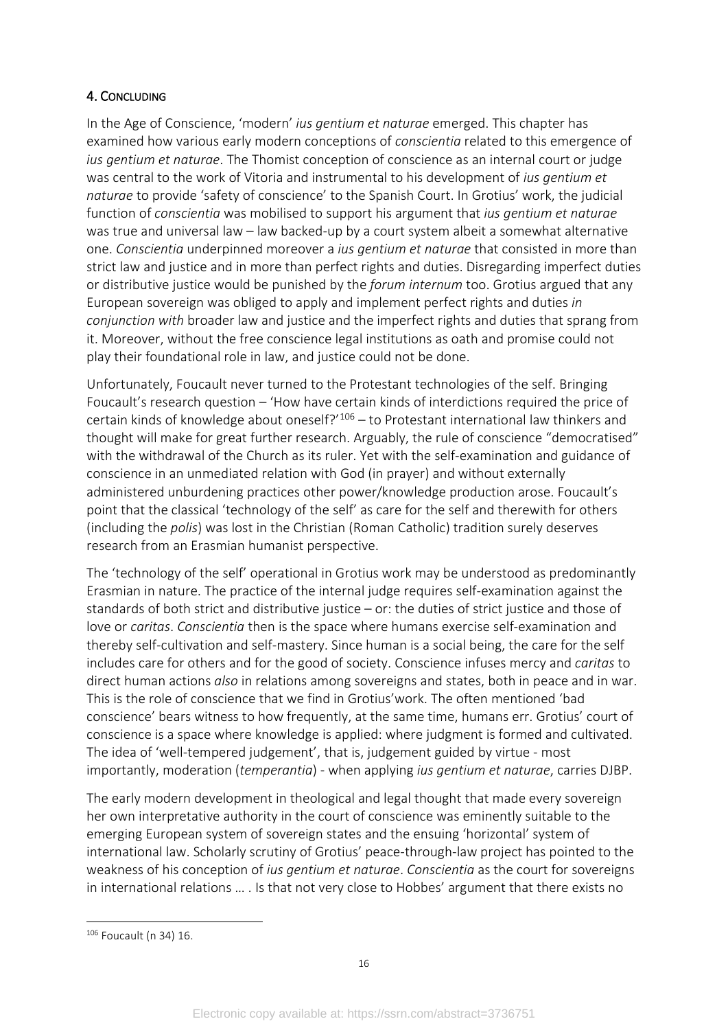## 4. Concluding

In the Age of Conscience, 'modern' *ius gentium et naturae* emerged. This chapter has examined how various early modern conceptions of *conscientia* related to this emergence of *ius gentium et naturae*. The Thomist conception of conscience as an internal court or judge was central to the work of Vitoria and instrumental to his development of *ius gentium et naturae* to provide 'safety of conscience' to the Spanish Court. In Grotius' work, the judicial function of *conscientia* was mobilised to support his argument that *ius gentium et naturae* was true and universal law – law backed-up by a court system albeit a somewhat alternative one. *Conscientia* underpinned moreover a *ius gentium et naturae* that consisted in more than strict law and justice and in more than perfect rights and duties. Disregarding imperfect duties or distributive justice would be punished by the *forum internum* too. Grotius argued that any European sovereign was obliged to apply and implement perfect rights and duties *in conjunction with* broader law and justice and the imperfect rights and duties that sprang from it. Moreover, without the free conscience legal institutions as oath and promise could not play their foundational role in law, and justice could not be done.

Unfortunately, Foucault never turned to the Protestant technologies of the self. Bringing Foucault's research question – 'How have certain kinds of interdictions required the price of certain kinds of knowledge about oneself?'[106] – to Protestant international law thinkers and thought will make for great further research. Arguably, the rule of conscience "democratised" with the withdrawal of the Church as its ruler. Yet with the self-examination and guidance of conscience in an unmediated relation with God (in prayer) and without externally administered unburdening practices other power/knowledge production arose. Foucault's point that the classical 'technology of the self' as care for the self and therewith for others (including the *polis*) was lost in the Christian (Roman Catholic) tradition surely deserves research from an Erasmian humanist perspective.

The 'technology of the self' operational in Grotius work may be understood as predominantly Erasmian in nature. The practice of the internal judge requires self-examination against the standards of both strict and distributive justice – or: the duties of strict justice and those of love or *caritas*. *Conscientia* then is the space where humans exercise self-examination and thereby self-cultivation and self-mastery. Since human is a social being, the care for the self includes care for others and for the good of society. Conscience infuses mercy and *caritas* to direct human actions *also* in relations among sovereigns and states, both in peace and in war. This is the role of conscience that we find in Grotius'work. The often mentioned 'bad conscience' bears witness to how frequently, at the same time, humans err. Grotius' court of conscience is a space where knowledge is applied: where judgment is formed and cultivated. The idea of 'well-tempered judgement', that is, judgement guided by virtue - most importantly, moderation (*temperantia*) - when applying *ius gentium et naturae*, carries DJBP.

The early modern development in theological and legal thought that made every sovereign her own interpretative authority in the court of conscience was eminently suitable to the emerging European system of sovereign states and the ensuing 'horizontal' system of international law. Scholarly scrutiny of Grotius' peace-through-law project has pointed to the weakness of his conception of *ius gentium et naturae*. *Conscientia* as the court for sovereigns in international relations … . Is that not very close to Hobbes' argument that there exists no

---

[106] Foucault (n 34) 16.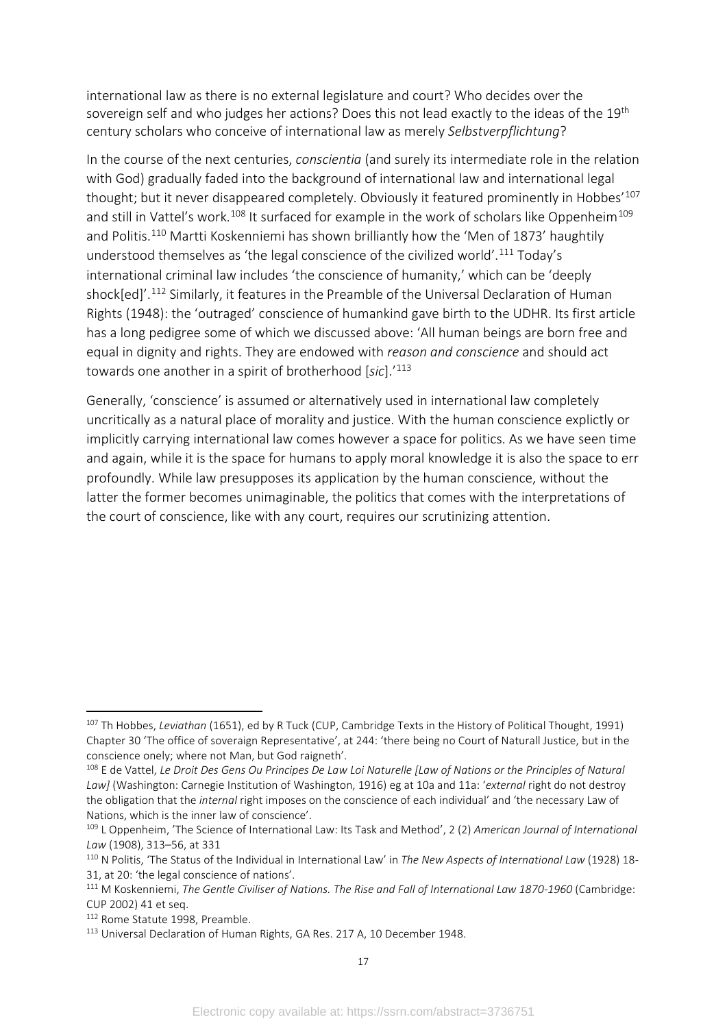international law as there is no external legislature and court? Who decides over the sovereign self and who judges her actions? Does this not lead exactly to the ideas of the 19th century scholars who conceive of international law as merely *Selbstverpflichtung*?

In the course of the next centuries, *conscientia* (and surely its intermediate role in the relation with God) gradually faded into the background of international law and international legal thought; but it never disappeared completely. Obviously it featured prominently in Hobbes'[107] and still in Vattel's work.[108] It surfaced for example in the work of scholars like Oppenheim[109] and Politis.[110] Martti Koskenniemi has shown brilliantly how the 'Men of 1873' haughtily understood themselves as 'the legal conscience of the civilized world'.[111] Today's international criminal law includes 'the conscience of humanity,' which can be 'deeply shock[ed]'.[112] Similarly, it features in the Preamble of the Universal Declaration of Human Rights (1948): the 'outraged' conscience of humankind gave birth to the UDHR. Its first article has a long pedigree some of which we discussed above: 'All human beings are born free and equal in dignity and rights. They are endowed with *reason and conscience* and should act towards one another in a spirit of brotherhood [*sic*].'[113]

Generally, 'conscience' is assumed or alternatively used in international law completely uncritically as a natural place of morality and justice. With the human conscience explictly or implicitly carrying international law comes however a space for politics. As we have seen time and again, while it is the space for humans to apply moral knowledge it is also the space to err profoundly. While law presupposes its application by the human conscience, without the latter the former becomes unimaginable, the politics that comes with the interpretations of the court of conscience, like with any court, requires our scrutinizing attention.

---

[107] Th Hobbes, *Leviathan* (1651), ed by R Tuck (CUP, Cambridge Texts in the History of Political Thought, 1991) Chapter 30 'The office of soveraign Representative', at 244: 'there being no Court of Naturall Justice, but in the conscience onely; where not Man, but God raigneth'.

[108] E de Vattel, *Le Droit Des Gens Ou Principes De Law Loi Naturelle [Law of Nations or the Principles of Natural Law]* (Washington: Carnegie Institution of Washington, 1916) eg at 10a and 11a: '*external* right do not destroy the obligation that the *internal* right imposes on the conscience of each individual' and 'the necessary Law of Nations, which is the inner law of conscience'.

[109] L Oppenheim, 'The Science of International Law: Its Task and Method', 2 (2) *American Journal of International Law* (1908), 313–56, at 331

[110] N Politis, 'The Status of the Individual in International Law' in *The New Aspects of International Law* (1928) 18-31, at 20: 'the legal conscience of nations'.

[111] M Koskenniemi, *The Gentle Civiliser of Nations. The Rise and Fall of International Law 1870-1960* (Cambridge: CUP 2002) 41 et seq.

[112] Rome Statute 1998, Preamble.

[113] Universal Declaration of Human Rights, GA Res. 217 A, 10 December 1948.